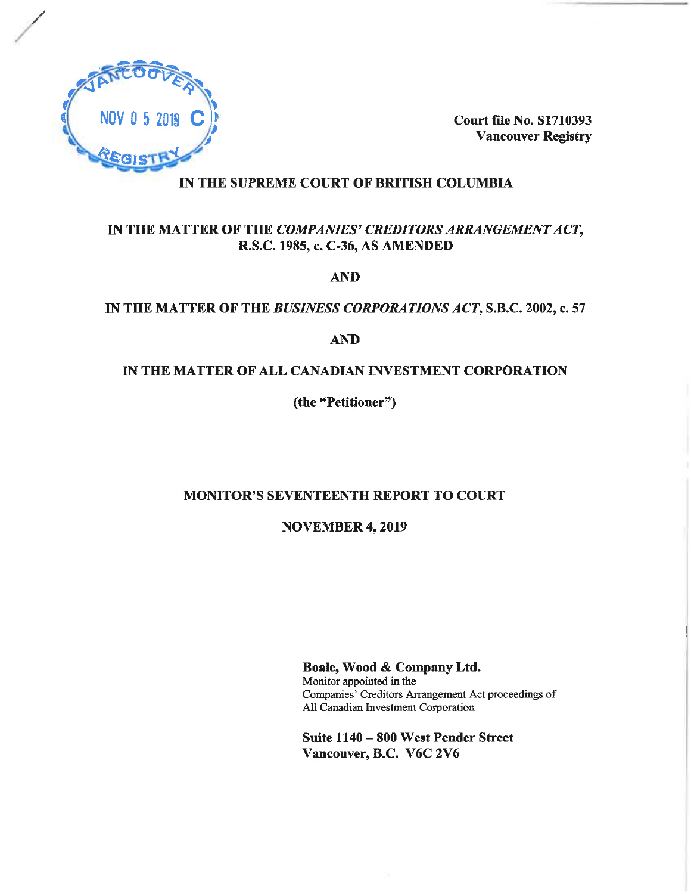VANCOUVER
NOV 05 2019 C
REGISTRY

**Court file No. S1710393**
**Vancouver Registry**

# IN THE SUPREME COURT OF BRITISH COLUMBIA

**IN THE MATTER OF THE *COMPANIES' CREDITORS ARRANGEMENT ACT*, R.S.C. 1985, c. C-36, AS AMENDED**

**AND**

**IN THE MATTER OF THE *BUSINESS CORPORATIONS ACT*, S.B.C. 2002, c. 57**

**AND**

**IN THE MATTER OF ALL CANADIAN INVESTMENT CORPORATION**

**(the "Petitioner")**

## MONITOR'S SEVENTEENTH REPORT TO COURT

**NOVEMBER 4, 2019**

**Boale, Wood & Company Ltd.**
Monitor appointed in the
Companies' Creditors Arrangement Act proceedings of
All Canadian Investment Corporation

**Suite 1140 – 800 West Pender Street**
**Vancouver, B.C. V6C 2V6**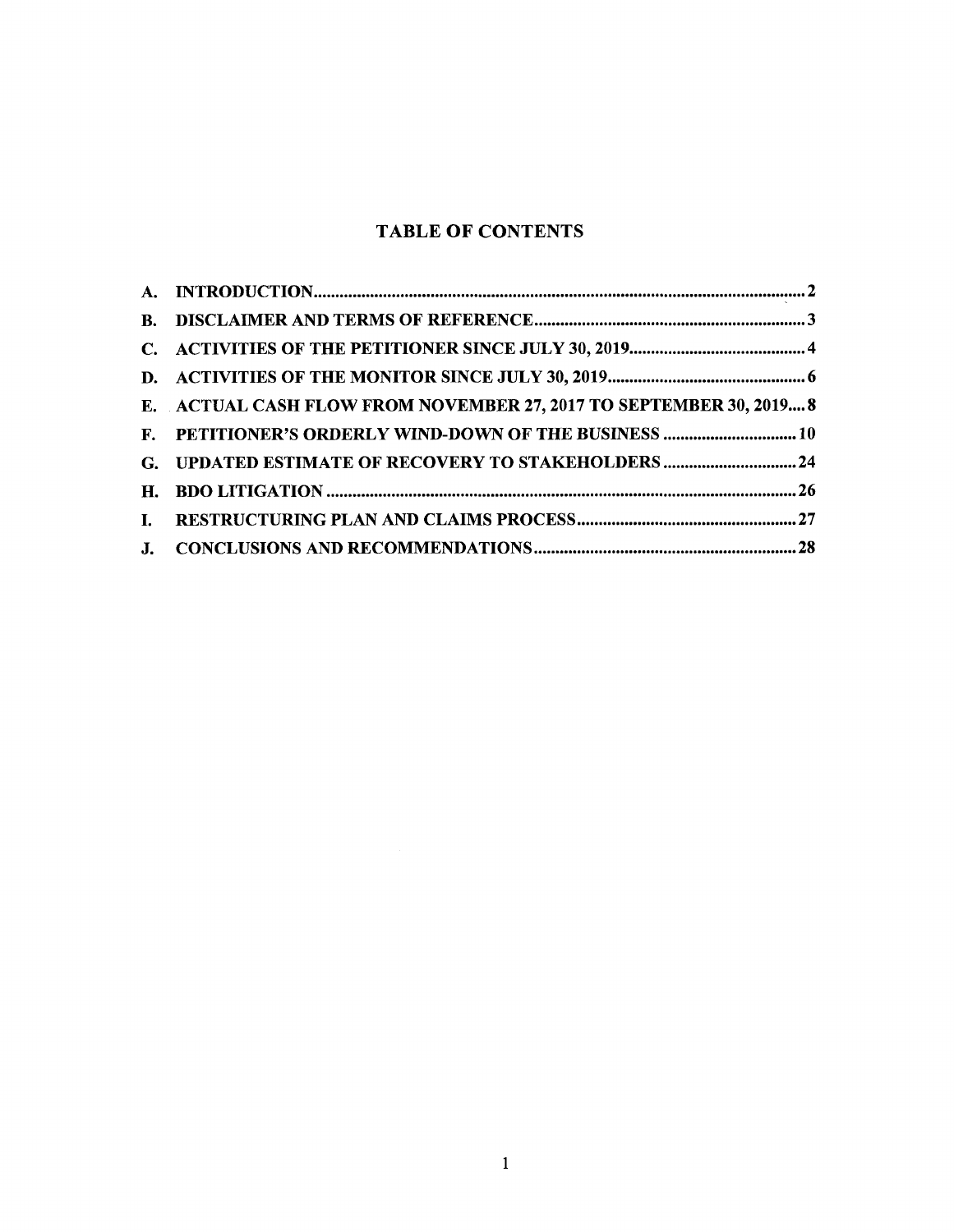# TABLE OF CONTENTS

| | | |
|---|---|---|
| A. | INTRODUCTION | 2 |
| B. | DISCLAIMER AND TERMS OF REFERENCE | 3 |
| C. | ACTIVITIES OF THE PETITIONER SINCE JULY 30, 2019 | 4 |
| D. | ACTIVITIES OF THE MONITOR SINCE JULY 30, 2019 | 6 |
| E. | ACTUAL CASH FLOW FROM NOVEMBER 27, 2017 TO SEPTEMBER 30, 2019 | 8 |
| F. | PETITIONER'S ORDERLY WIND-DOWN OF THE BUSINESS | 10 |
| G. | UPDATED ESTIMATE OF RECOVERY TO STAKEHOLDERS | 24 |
| H. | BDO LITIGATION | 26 |
| I. | RESTRUCTURING PLAN AND CLAIMS PROCESS | 27 |
| J. | CONCLUSIONS AND RECOMMENDATIONS | 28 |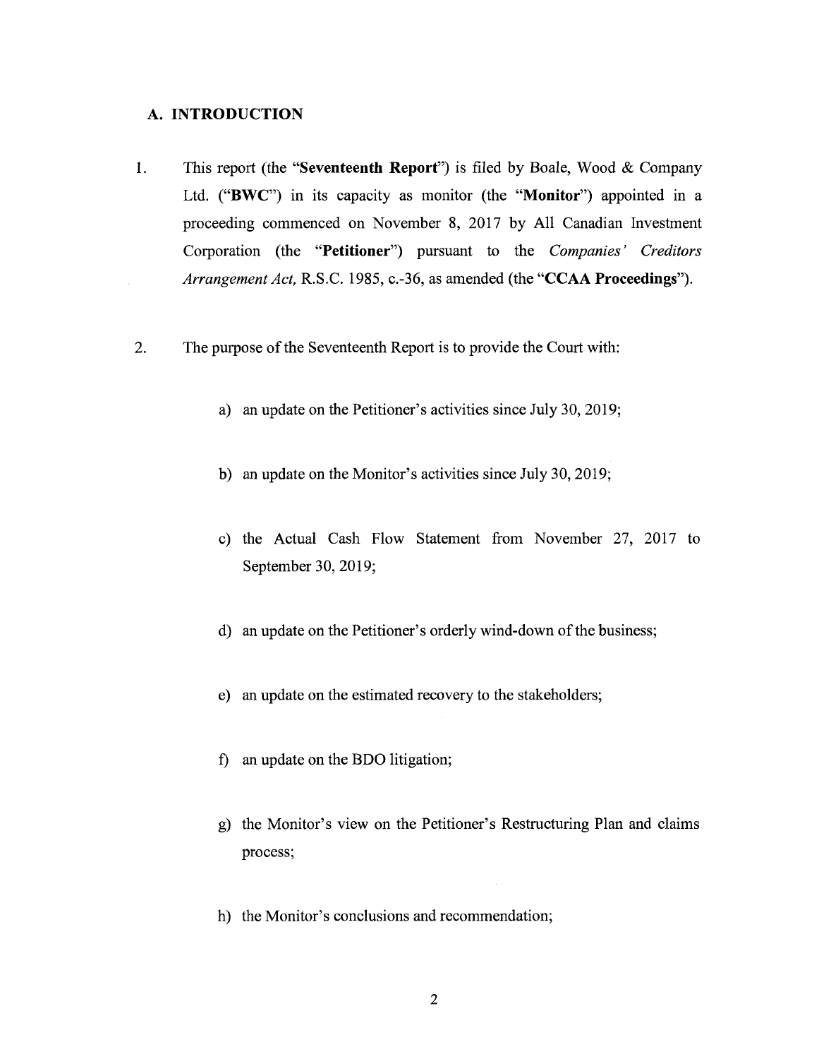## A. INTRODUCTION

1. This report (the "**Seventeenth Report**") is filed by Boale, Wood & Company Ltd. ("**BWC**") in its capacity as monitor (the "**Monitor**") appointed in a proceeding commenced on November 8, 2017 by All Canadian Investment Corporation (the "**Petitioner**") pursuant to the *Companies' Creditors Arrangement Act,* R.S.C. 1985, c.-36, as amended (the "**CCAA Proceedings**").

2. The purpose of the Seventeenth Report is to provide the Court with:

    a) an update on the Petitioner's activities since July 30, 2019;

    b) an update on the Monitor's activities since July 30, 2019;

    c) the Actual Cash Flow Statement from November 27, 2017 to September 30, 2019;

    d) an update on the Petitioner's orderly wind-down of the business;

    e) an update on the estimated recovery to the stakeholders;

    f) an update on the BDO litigation;

    g) the Monitor's view on the Petitioner's Restructuring Plan and claims process;

    h) the Monitor's conclusions and recommendation;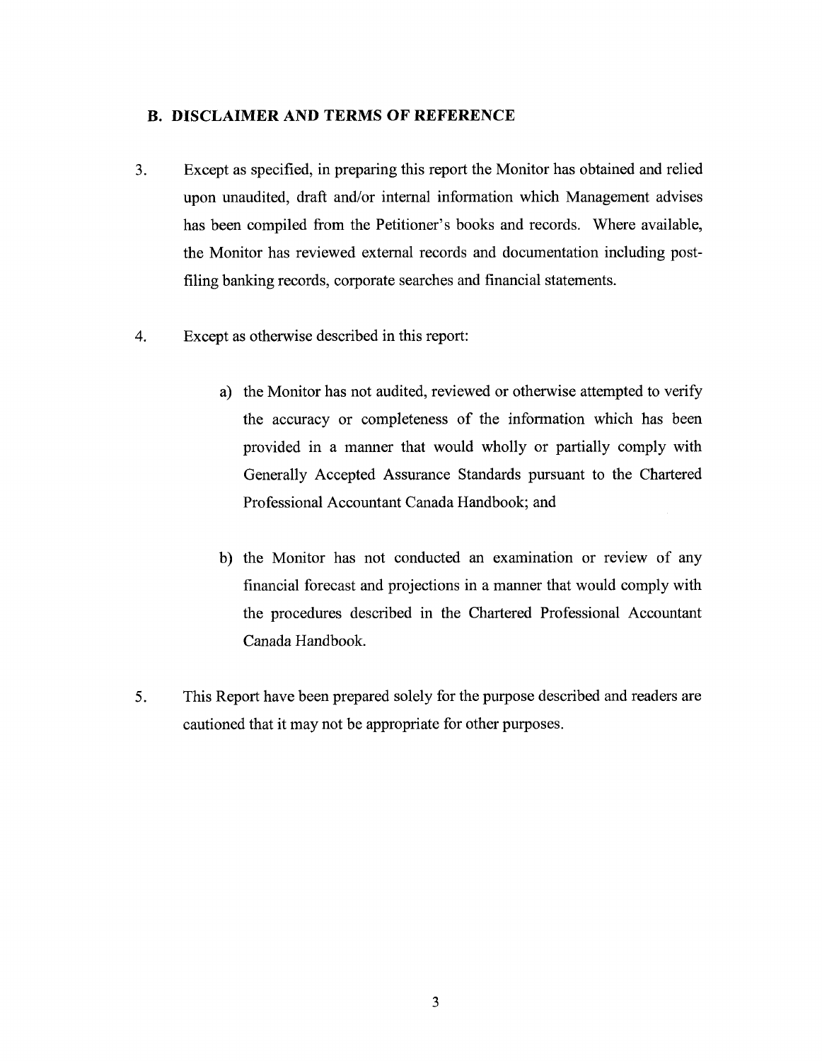## B. DISCLAIMER AND TERMS OF REFERENCE

3. Except as specified, in preparing this report the Monitor has obtained and relied upon unaudited, draft and/or internal information which Management advises has been compiled from the Petitioner's books and records. Where available, the Monitor has reviewed external records and documentation including post-filing banking records, corporate searches and financial statements.

4. Except as otherwise described in this report:

   a) the Monitor has not audited, reviewed or otherwise attempted to verify the accuracy or completeness of the information which has been provided in a manner that would wholly or partially comply with Generally Accepted Assurance Standards pursuant to the Chartered Professional Accountant Canada Handbook; and

   b) the Monitor has not conducted an examination or review of any financial forecast and projections in a manner that would comply with the procedures described in the Chartered Professional Accountant Canada Handbook.

5. This Report have been prepared solely for the purpose described and readers are cautioned that it may not be appropriate for other purposes.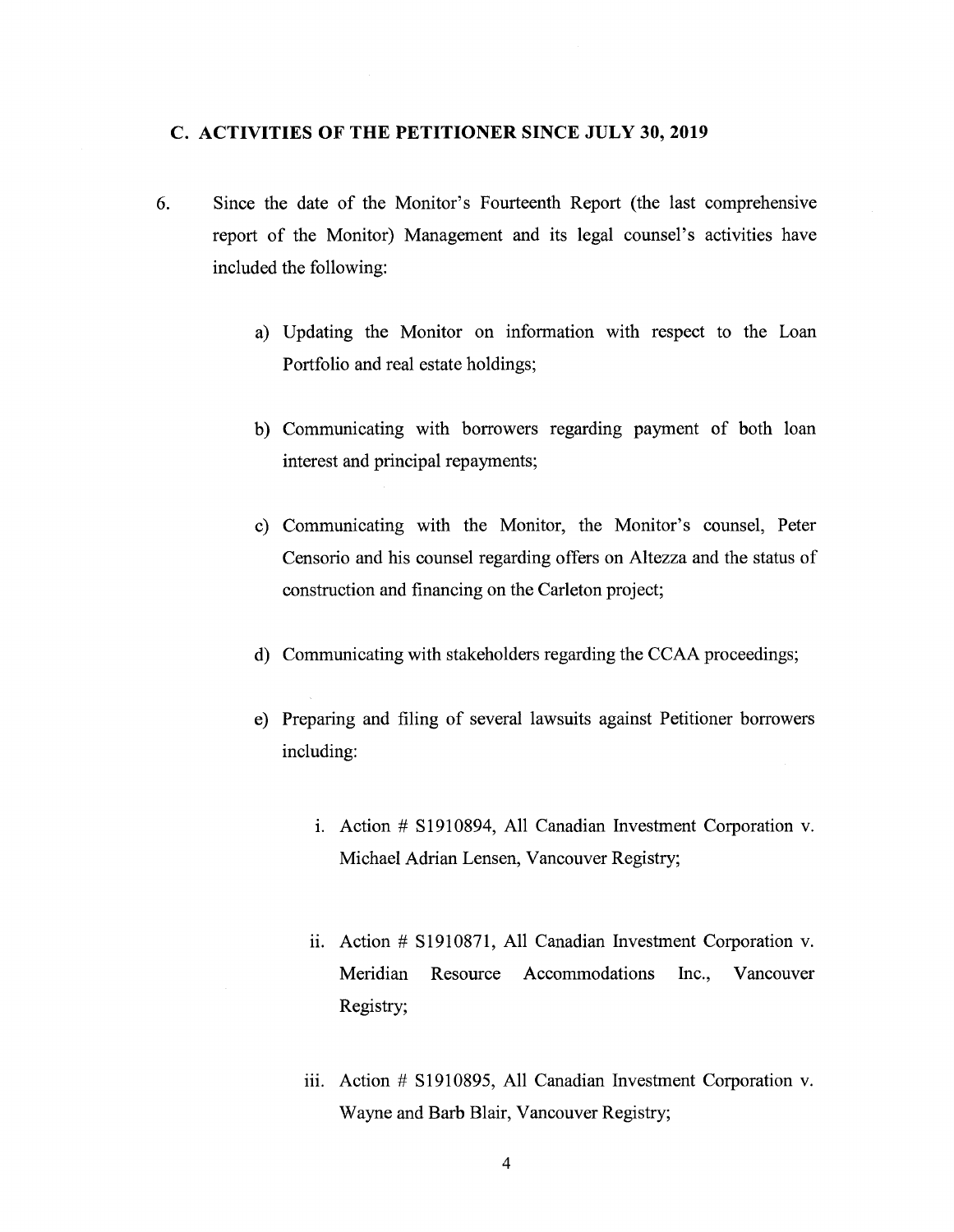### C. ACTIVITIES OF THE PETITIONER SINCE JULY 30, 2019

6. Since the date of the Monitor's Fourteenth Report (the last comprehensive report of the Monitor) Management and its legal counsel's activities have included the following:

   a) Updating the Monitor on information with respect to the Loan Portfolio and real estate holdings;

   b) Communicating with borrowers regarding payment of both loan interest and principal repayments;

   c) Communicating with the Monitor, the Monitor's counsel, Peter Censorio and his counsel regarding offers on Altezza and the status of construction and financing on the Carleton project;

   d) Communicating with stakeholders regarding the CCAA proceedings;

   e) Preparing and filing of several lawsuits against Petitioner borrowers including:

      i. Action # S1910894, All Canadian Investment Corporation v. Michael Adrian Lensen, Vancouver Registry;

      ii. Action # S1910871, All Canadian Investment Corporation v. Meridian Resource Accommodations Inc., Vancouver Registry;

      iii. Action # S1910895, All Canadian Investment Corporation v. Wayne and Barb Blair, Vancouver Registry;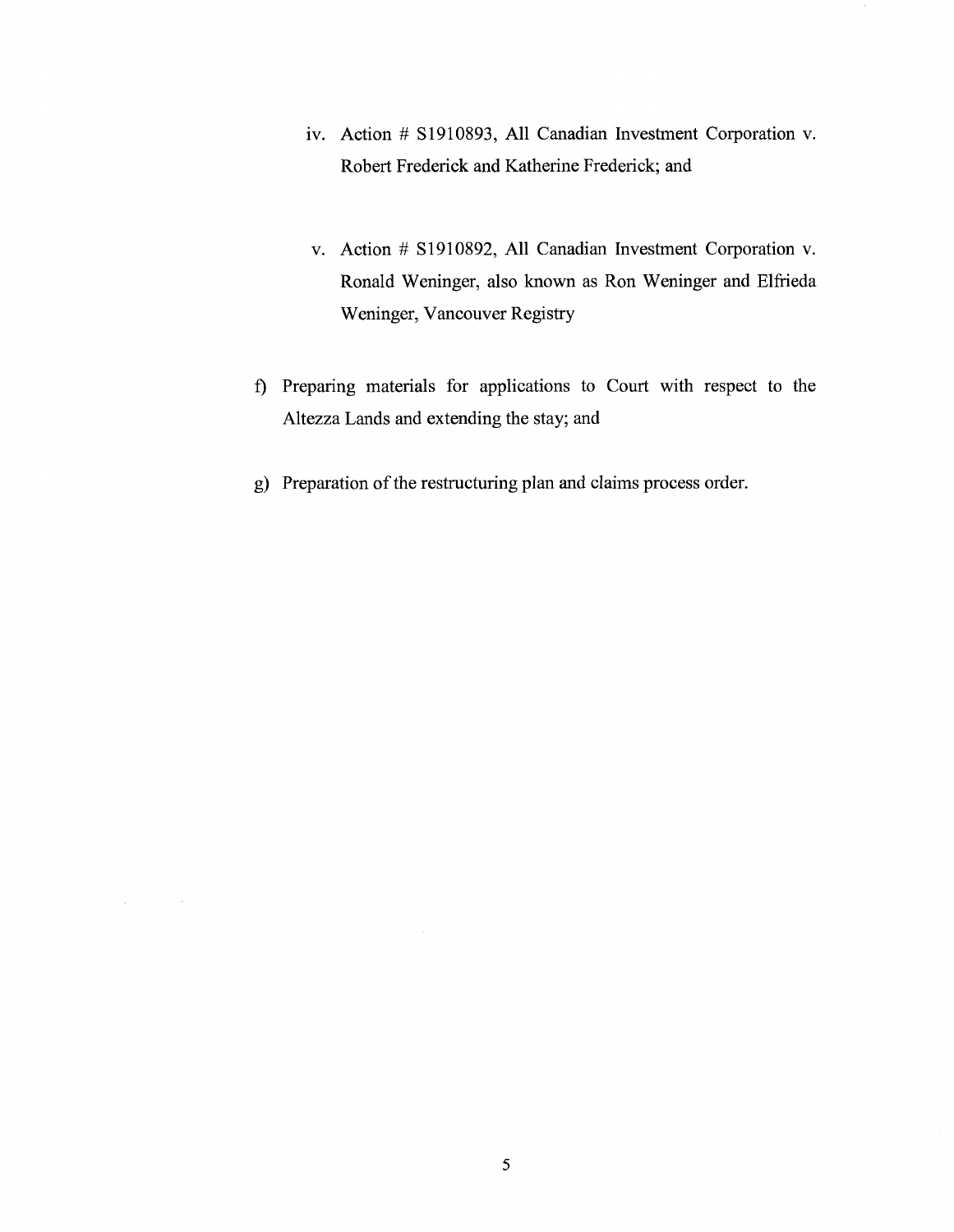iv. Action # S1910893, All Canadian Investment Corporation v. Robert Frederick and Katherine Frederick; and

   v. Action # S1910892, All Canadian Investment Corporation v. Ronald Weninger, also known as Ron Weninger and Elfrieda Weninger, Vancouver Registry

f) Preparing materials for applications to Court with respect to the Altezza Lands and extending the stay; and

g) Preparation of the restructuring plan and claims process order.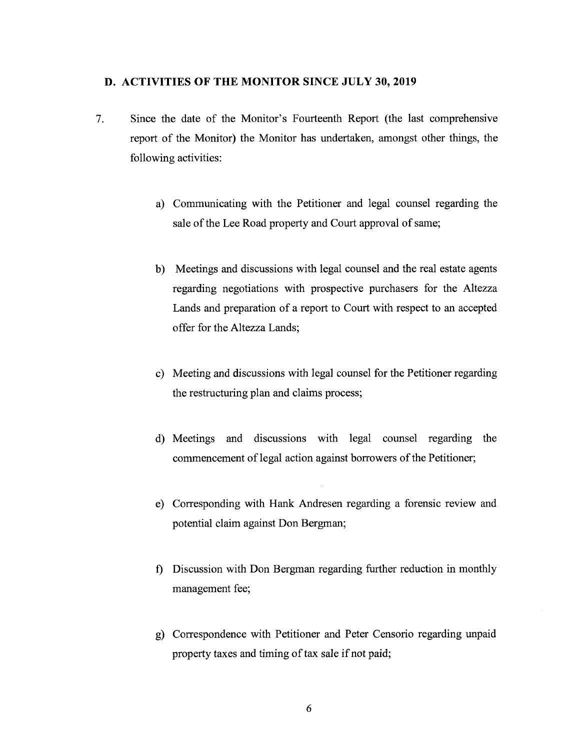## D. ACTIVITIES OF THE MONITOR SINCE JULY 30, 2019

7. Since the date of the Monitor's Fourteenth Report (the last comprehensive report of the Monitor) the Monitor has undertaken, amongst other things, the following activities:

   a) Communicating with the Petitioner and legal counsel regarding the sale of the Lee Road property and Court approval of same;

   b) Meetings and discussions with legal counsel and the real estate agents regarding negotiations with prospective purchasers for the Altezza Lands and preparation of a report to Court with respect to an accepted offer for the Altezza Lands;

   c) Meeting and discussions with legal counsel for the Petitioner regarding the restructuring plan and claims process;

   d) Meetings and discussions with legal counsel regarding the commencement of legal action against borrowers of the Petitioner;

   e) Corresponding with Hank Andresen regarding a forensic review and potential claim against Don Bergman;

   f) Discussion with Don Bergman regarding further reduction in monthly management fee;

   g) Correspondence with Petitioner and Peter Censorio regarding unpaid property taxes and timing of tax sale if not paid;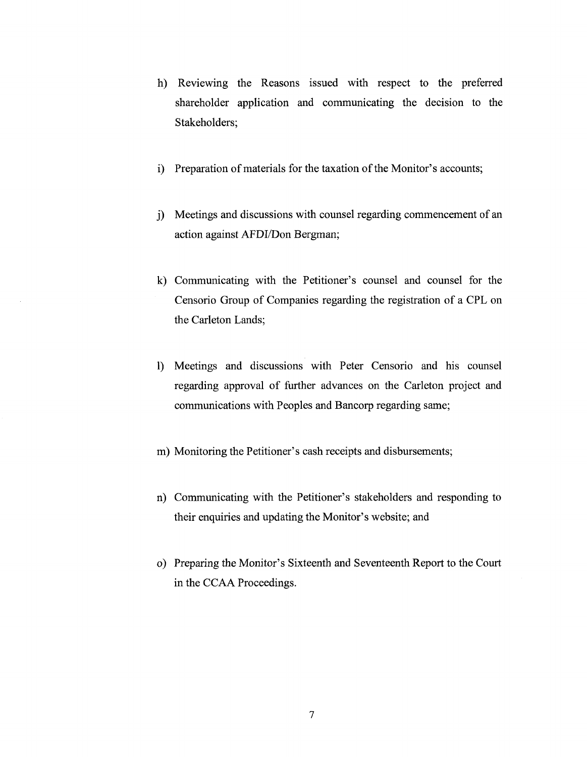h) Reviewing the Reasons issued with respect to the preferred shareholder application and communicating the decision to the Stakeholders;

i) Preparation of materials for the taxation of the Monitor's accounts;

j) Meetings and discussions with counsel regarding commencement of an action against AFDI/Don Bergman;

k) Communicating with the Petitioner's counsel and counsel for the Censorio Group of Companies regarding the registration of a CPL on the Carleton Lands;

l) Meetings and discussions with Peter Censorio and his counsel regarding approval of further advances on the Carleton project and communications with Peoples and Bancorp regarding same;

m) Monitoring the Petitioner's cash receipts and disbursements;

n) Communicating with the Petitioner's stakeholders and responding to their enquiries and updating the Monitor's website; and

o) Preparing the Monitor's Sixteenth and Seventeenth Report to the Court in the CCAA Proceedings.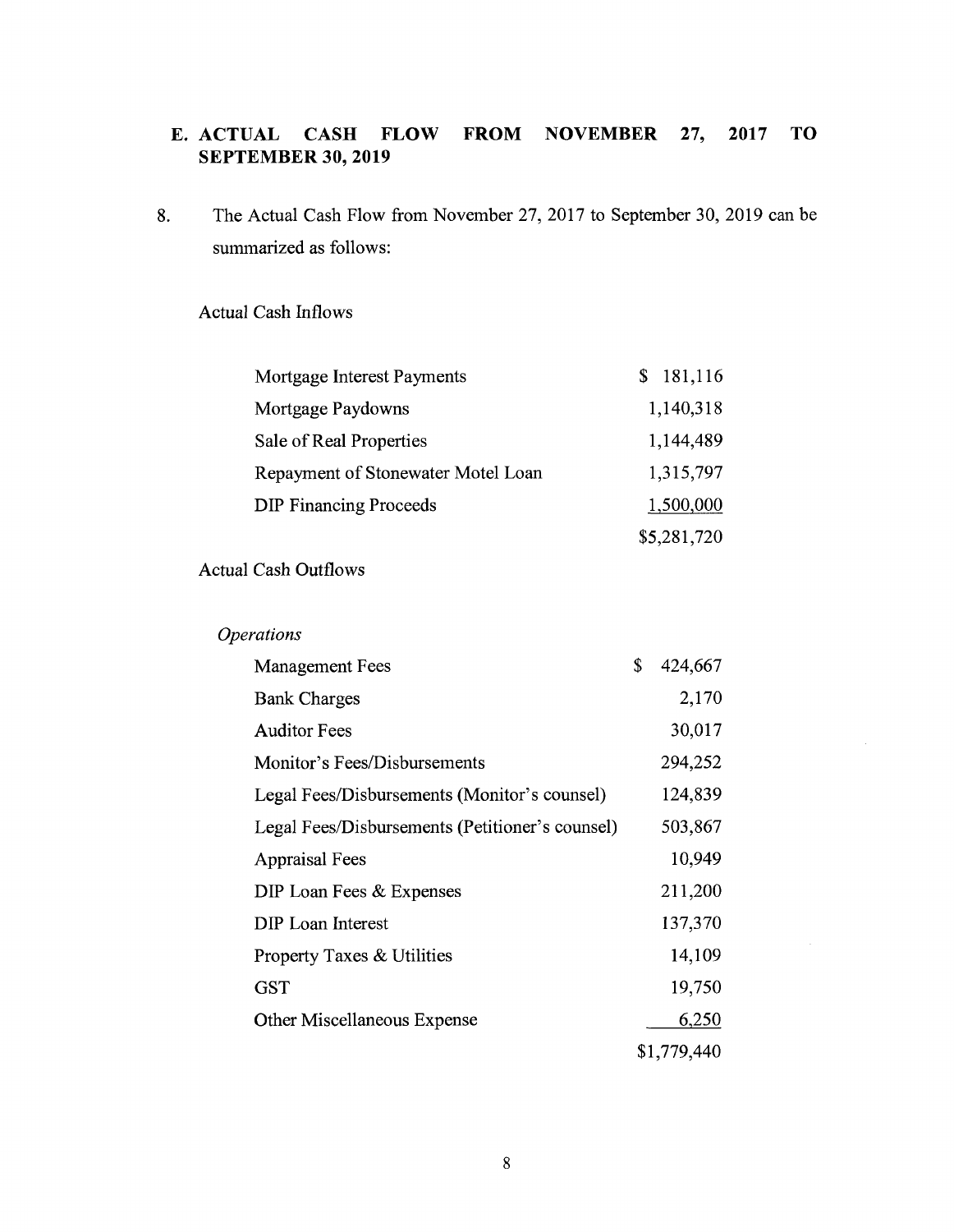## E. ACTUAL CASH FLOW FROM NOVEMBER 27, 2017 TO SEPTEMBER 30, 2019

8. The Actual Cash Flow from November 27, 2017 to September 30, 2019 can be summarized as follows:

Actual Cash Inflows

| | |
|---|---|
| Mortgage Interest Payments | $ 181,116 |
| Mortgage Paydowns | 1,140,318 |
| Sale of Real Properties | 1,144,489 |
| Repayment of Stonewater Motel Loan | 1,315,797 |
| DIP Financing Proceeds | 1,500,000 |
| | $5,281,720 |

Actual Cash Outflows

*Operations*

| | |
|---|---|
| Management Fees | $ 424,667 |
| Bank Charges | 2,170 |
| Auditor Fees | 30,017 |
| Monitor's Fees/Disbursements | 294,252 |
| Legal Fees/Disbursements (Monitor's counsel) | 124,839 |
| Legal Fees/Disbursements (Petitioner's counsel) | 503,867 |
| Appraisal Fees | 10,949 |
| DIP Loan Fees & Expenses | 211,200 |
| DIP Loan Interest | 137,370 |
| Property Taxes & Utilities | 14,109 |
| GST | 19,750 |
| Other Miscellaneous Expense | 6,250 |
| | $1,779,440 |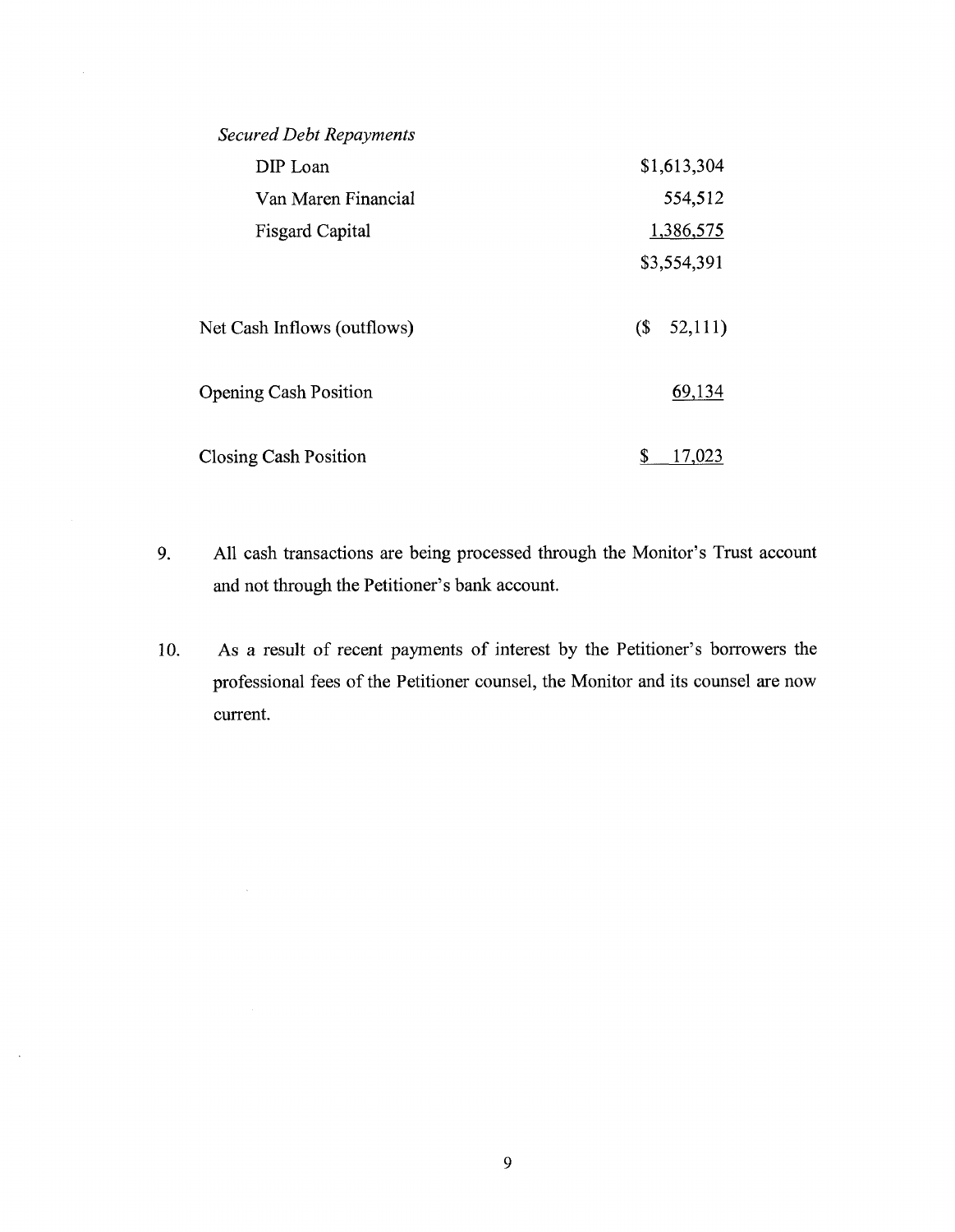| | |
|---|---|
| *Secured Debt Repayments* | |
| DIP Loan | $1,613,304 |
| Van Maren Financial | 554,512 |
| Fisgard Capital | 1,386,575 |
| | $3,554,391 |
| | |
| Net Cash Inflows (outflows) | ($ 52,111) |
| | |
| Opening Cash Position | 69,134 |
| | |
| Closing Cash Position | $ 17,023 |

9. All cash transactions are being processed through the Monitor's Trust account and not through the Petitioner's bank account.

10. As a result of recent payments of interest by the Petitioner's borrowers the professional fees of the Petitioner counsel, the Monitor and its counsel are now current.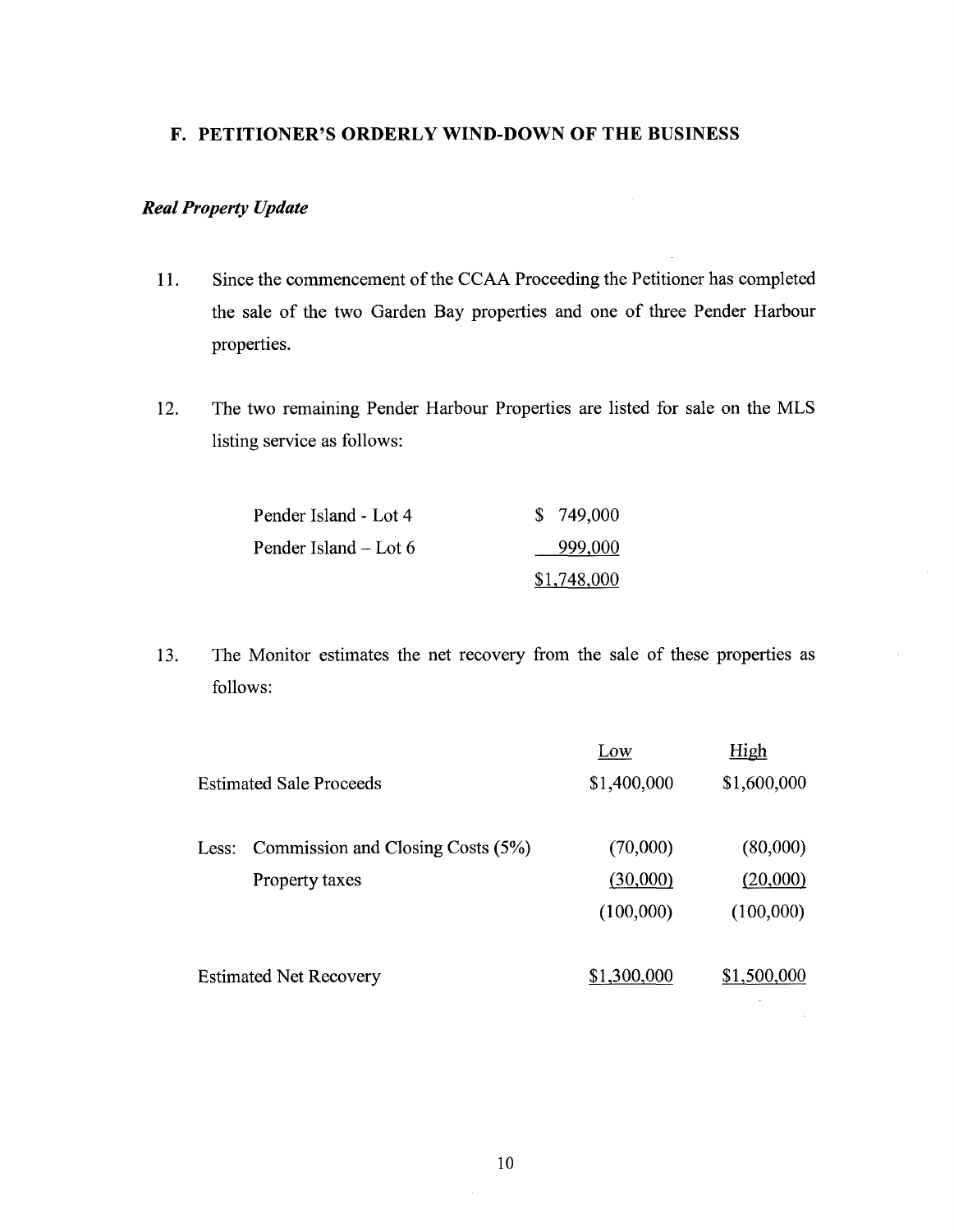## F. PETITIONER'S ORDERLY WIND-DOWN OF THE BUSINESS

### *Real Property Update*

11. Since the commencement of the CCAA Proceeding the Petitioner has completed the sale of the two Garden Bay properties and one of three Pender Harbour properties.

12. The two remaining Pender Harbour Properties are listed for sale on the MLS listing service as follows:

| | |
|---|---|
| Pender Island - Lot 4 | $ 749,000 |
| Pender Island – Lot 6 | 999,000 |
| | $1,748,000 |

13. The Monitor estimates the net recovery from the sale of these properties as follows:

| | | Low | High |
|---|---|---|---|
| Estimated Sale Proceeds | | $1,400,000 | $1,600,000 |
| Less: | Commission and Closing Costs (5%) | (70,000) | (80,000) |
| | Property taxes | (30,000) | (20,000) |
| | | (100,000) | (100,000) |
| Estimated Net Recovery | | $1,300,000 | $1,500,000 |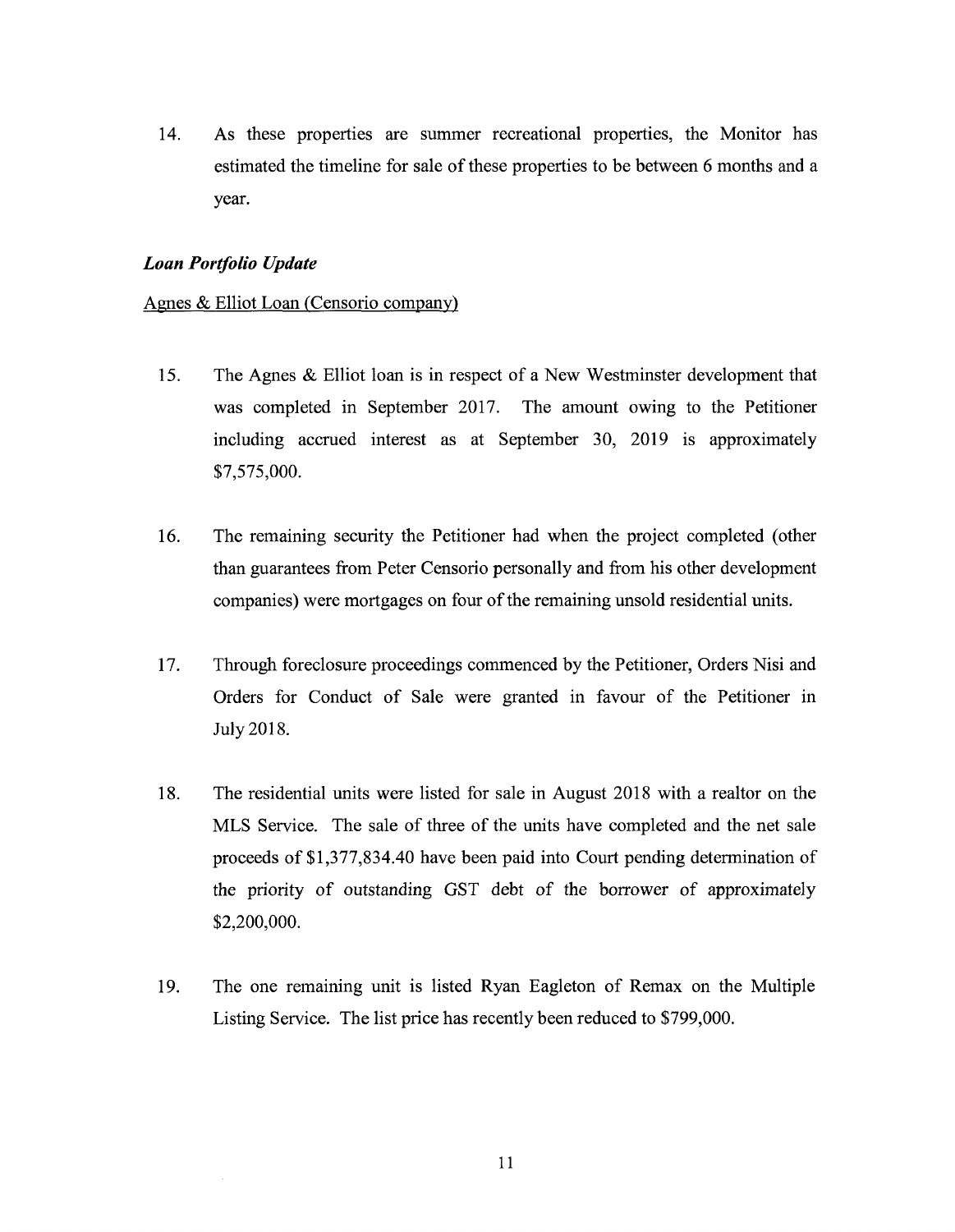14. As these properties are summer recreational properties, the Monitor has estimated the timeline for sale of these properties to be between 6 months and a year.

***Loan Portfolio Update***

Agnes & Elliot Loan (Censorio company)

15. The Agnes & Elliot loan is in respect of a New Westminster development that was completed in September 2017. The amount owing to the Petitioner including accrued interest as at September 30, 2019 is approximately $7,575,000.

16. The remaining security the Petitioner had when the project completed (other than guarantees from Peter Censorio personally and from his other development companies) were mortgages on four of the remaining unsold residential units.

17. Through foreclosure proceedings commenced by the Petitioner, Orders Nisi and Orders for Conduct of Sale were granted in favour of the Petitioner in July 2018.

18. The residential units were listed for sale in August 2018 with a realtor on the MLS Service. The sale of three of the units have completed and the net sale proceeds of $1,377,834.40 have been paid into Court pending determination of the priority of outstanding GST debt of the borrower of approximately $2,200,000.

19. The one remaining unit is listed Ryan Eagleton of Remax on the Multiple Listing Service. The list price has recently been reduced to $799,000.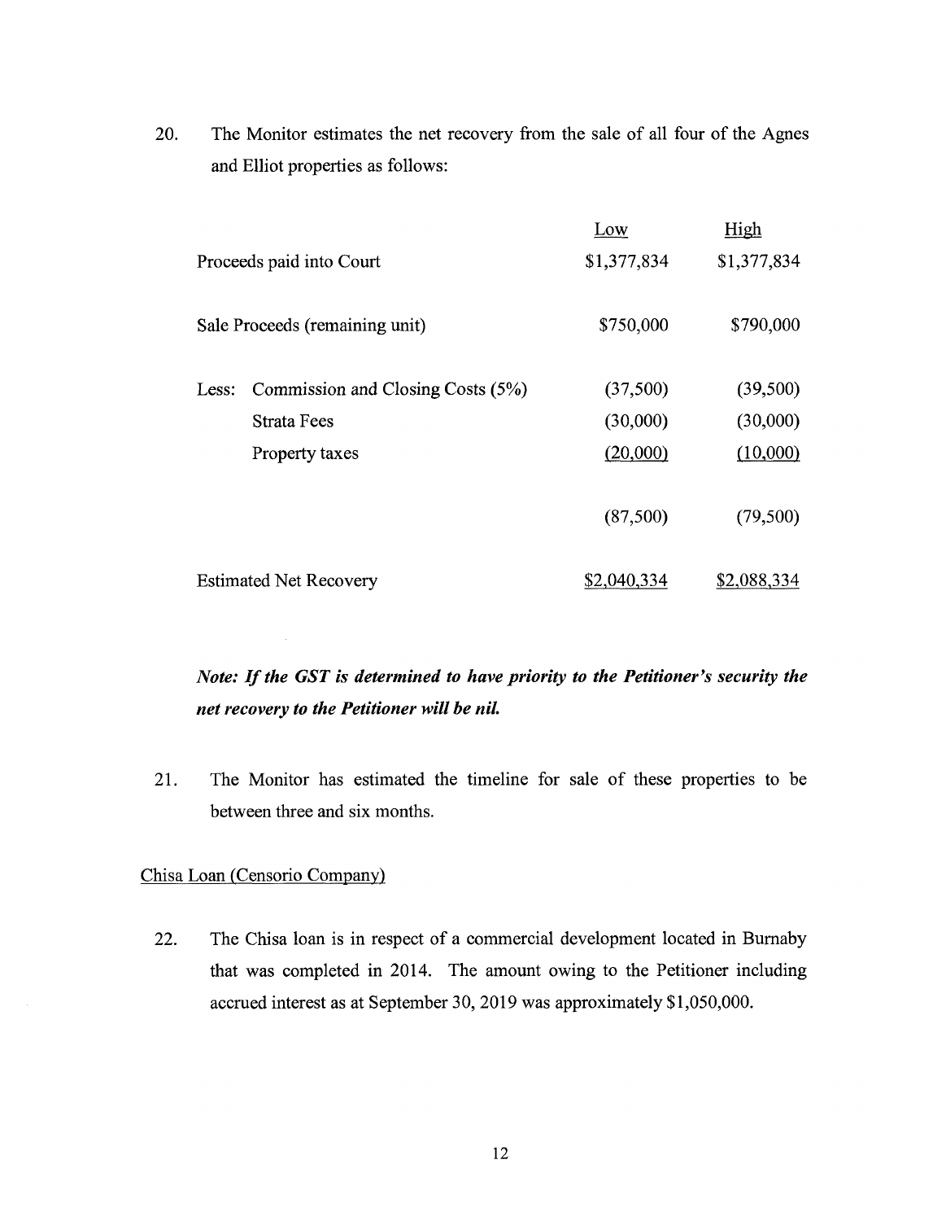20. The Monitor estimates the net recovery from the sale of all four of the Agnes and Elliot properties as follows:

| | | Low | High |
|---|---|---|---|
| Proceeds paid into Court | | $1,377,834 | $1,377,834 |
| Sale Proceeds (remaining unit) | | $750,000 | $790,000 |
| Less: | Commission and Closing Costs (5%) | (37,500) | (39,500) |
| | Strata Fees | (30,000) | (30,000) |
| | Property taxes | (20,000) | (10,000) |
| | | (87,500) | (79,500) |
| Estimated Net Recovery | | $2,040,334 | $2,088,334 |

***Note: If the GST is determined to have priority to the Petitioner's security the net recovery to the Petitioner will be nil.***

21. The Monitor has estimated the timeline for sale of these properties to be between three and six months.

Chisa Loan (Censorio Company)

22. The Chisa loan is in respect of a commercial development located in Burnaby that was completed in 2014. The amount owing to the Petitioner including accrued interest as at September 30, 2019 was approximately $1,050,000.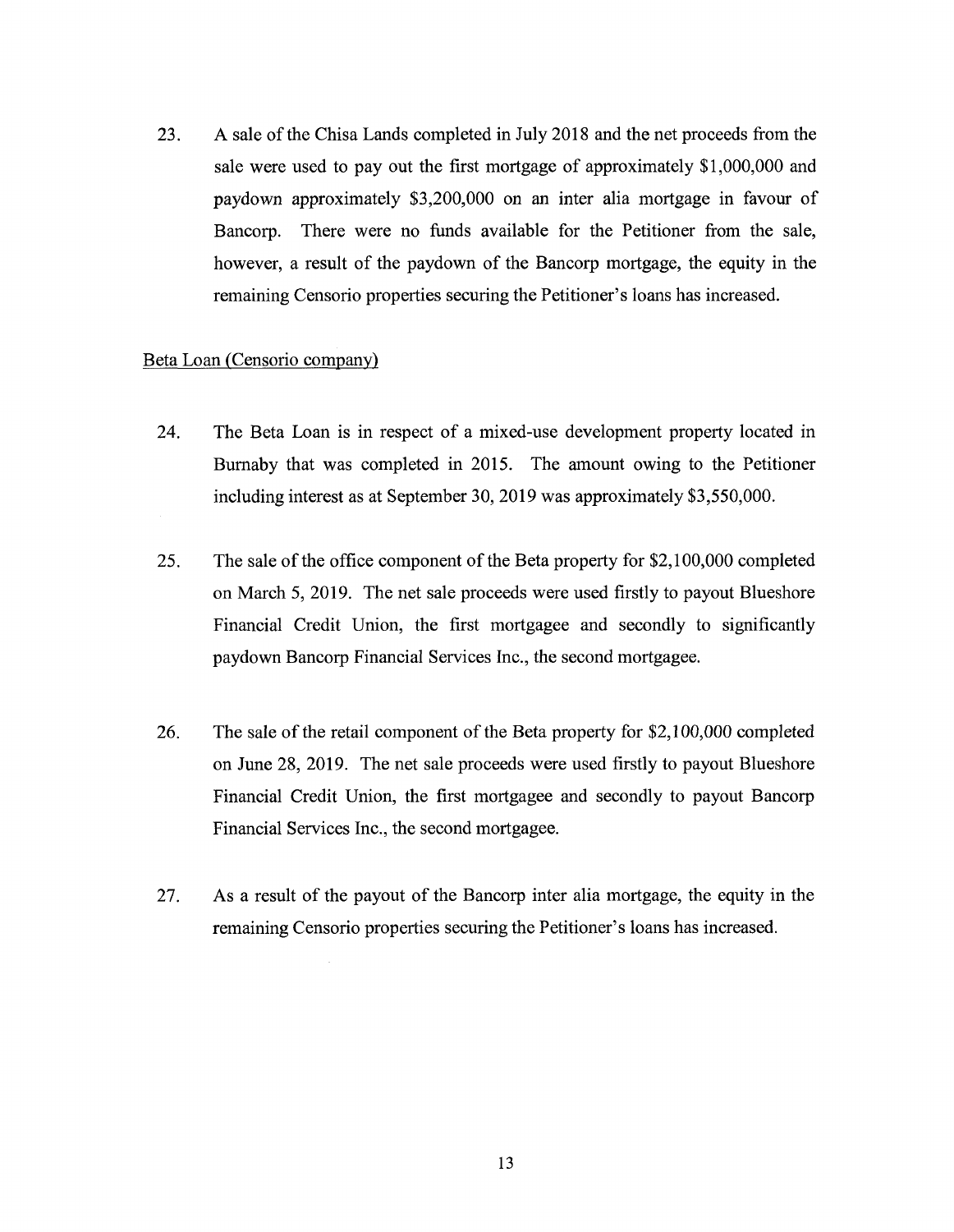23. A sale of the Chisa Lands completed in July 2018 and the net proceeds from the sale were used to pay out the first mortgage of approximately $1,000,000 and paydown approximately $3,200,000 on an inter alia mortgage in favour of Bancorp. There were no funds available for the Petitioner from the sale, however, a result of the paydown of the Bancorp mortgage, the equity in the remaining Censorio properties securing the Petitioner's loans has increased.

<u>Beta Loan (Censorio company)</u>

24. The Beta Loan is in respect of a mixed-use development property located in Burnaby that was completed in 2015. The amount owing to the Petitioner including interest as at September 30, 2019 was approximately $3,550,000.

25. The sale of the office component of the Beta property for $2,100,000 completed on March 5, 2019. The net sale proceeds were used firstly to payout Blueshore Financial Credit Union, the first mortgagee and secondly to significantly paydown Bancorp Financial Services Inc., the second mortgagee.

26. The sale of the retail component of the Beta property for $2,100,000 completed on June 28, 2019. The net sale proceeds were used firstly to payout Blueshore Financial Credit Union, the first mortgagee and secondly to payout Bancorp Financial Services Inc., the second mortgagee.

27. As a result of the payout of the Bancorp inter alia mortgage, the equity in the remaining Censorio properties securing the Petitioner's loans has increased.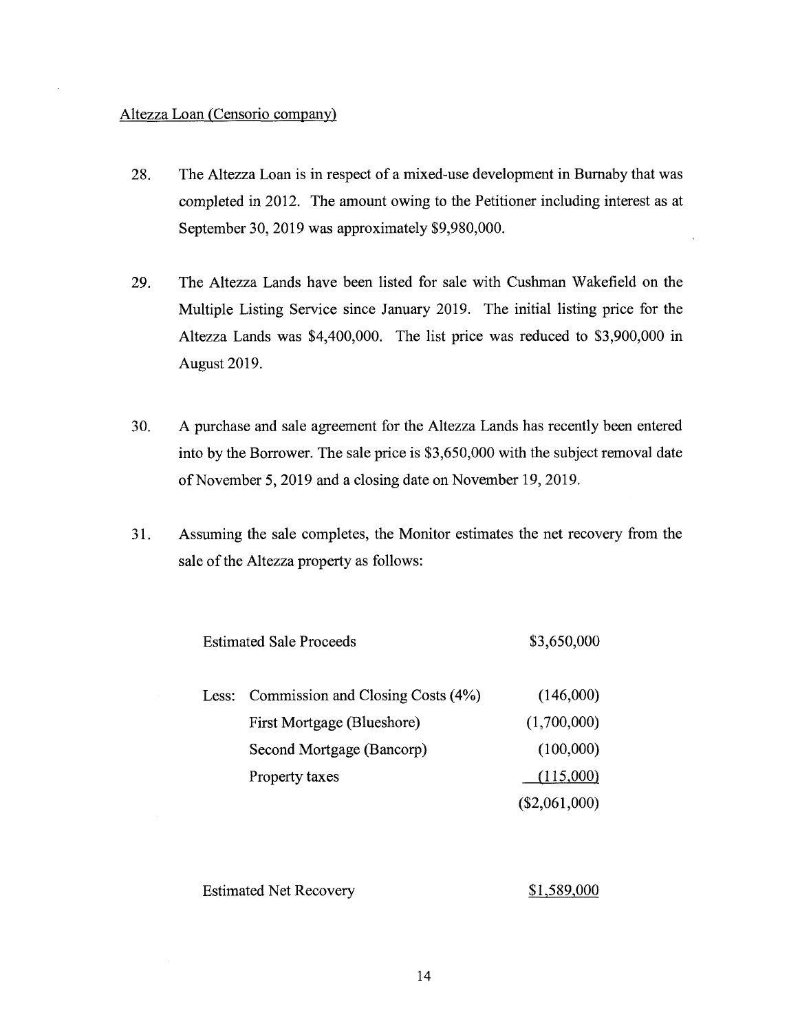<u>Altezza Loan (Censorio company)</u>

28. The Altezza Loan is in respect of a mixed-use development in Burnaby that was completed in 2012. The amount owing to the Petitioner including interest as at September 30, 2019 was approximately $9,980,000.

29. The Altezza Lands have been listed for sale with Cushman Wakefield on the Multiple Listing Service since January 2019. The initial listing price for the Altezza Lands was $4,400,000. The list price was reduced to $3,900,000 in August 2019.

30. A purchase and sale agreement for the Altezza Lands has recently been entered into by the Borrower. The sale price is $3,650,000 with the subject removal date of November 5, 2019 and a closing date on November 19, 2019.

31. Assuming the sale completes, the Monitor estimates the net recovery from the sale of the Altezza property as follows:

| | | |
|---|---|---|
| Estimated Sale Proceeds | | $3,650,000 |
| Less: | Commission and Closing Costs (4%) | (146,000) |
| | First Mortgage (Blueshore) | (1,700,000) |
| | Second Mortgage (Bancorp) | (100,000) |
| | Property taxes | (115,000) |
| | | ($2,061,000) |
| Estimated Net Recovery | | $1,589,000 |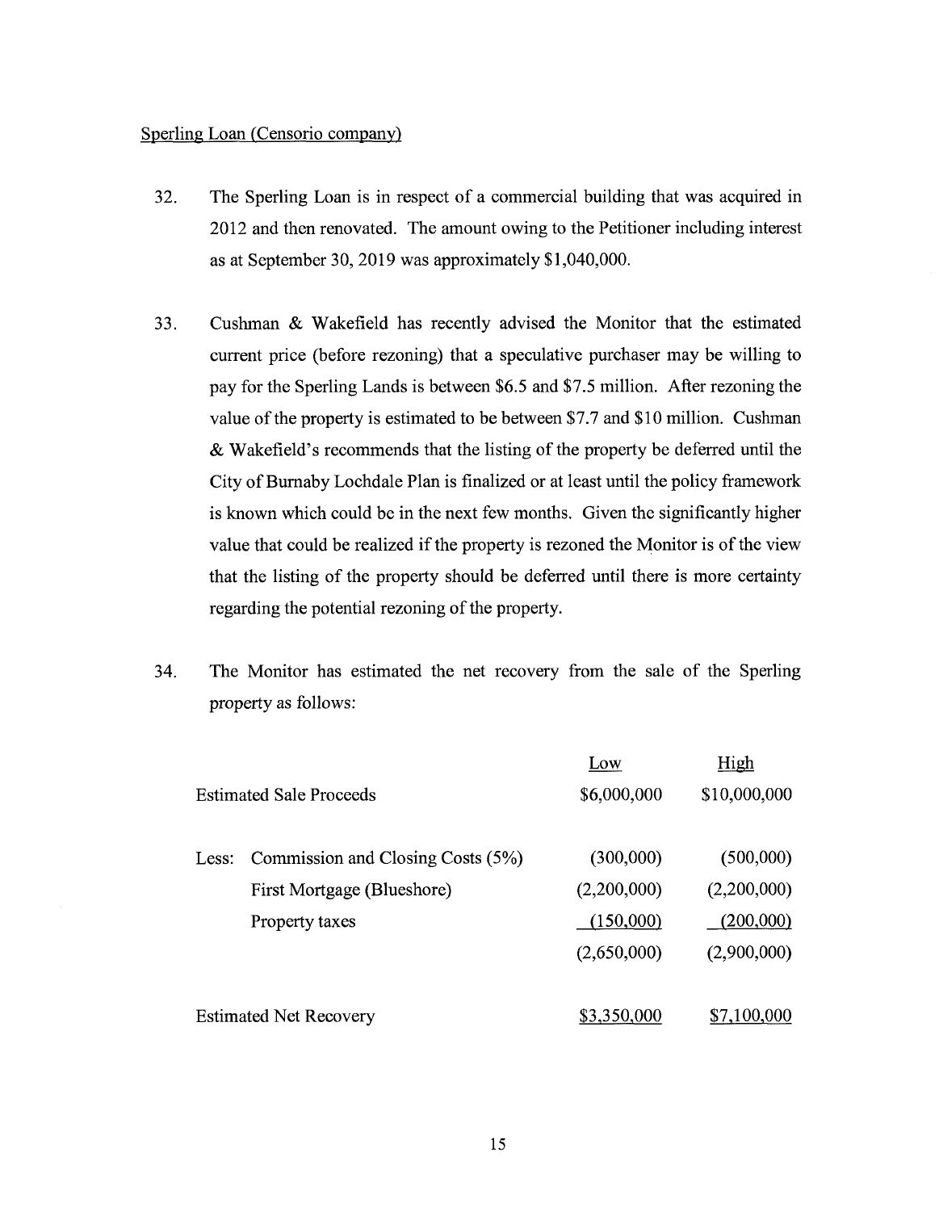Sperling Loan (Censorio company)

32. The Sperling Loan is in respect of a commercial building that was acquired in 2012 and then renovated. The amount owing to the Petitioner including interest as at September 30, 2019 was approximately $1,040,000.

33. Cushman & Wakefield has recently advised the Monitor that the estimated current price (before rezoning) that a speculative purchaser may be willing to pay for the Sperling Lands is between $6.5 and $7.5 million. After rezoning the value of the property is estimated to be between $7.7 and $10 million. Cushman & Wakefield's recommends that the listing of the property be deferred until the City of Burnaby Lochdale Plan is finalized or at least until the policy framework is known which could be in the next few months. Given the significantly higher value that could be realized if the property is rezoned the Monitor is of the view that the listing of the property should be deferred until there is more certainty regarding the potential rezoning of the property.

34. The Monitor has estimated the net recovery from the sale of the Sperling property as follows:

| | | Low | High |
|---|---|---|---|
| Estimated Sale Proceeds | | $6,000,000 | $10,000,000 |
| Less: | Commission and Closing Costs (5%) | (300,000) | (500,000) |
| | First Mortgage (Blueshore) | (2,200,000) | (2,200,000) |
| | Property taxes | (150,000) | (200,000) |
| | | (2,650,000) | (2,900,000) |
| Estimated Net Recovery | | $3,350,000 | $7,100,000 |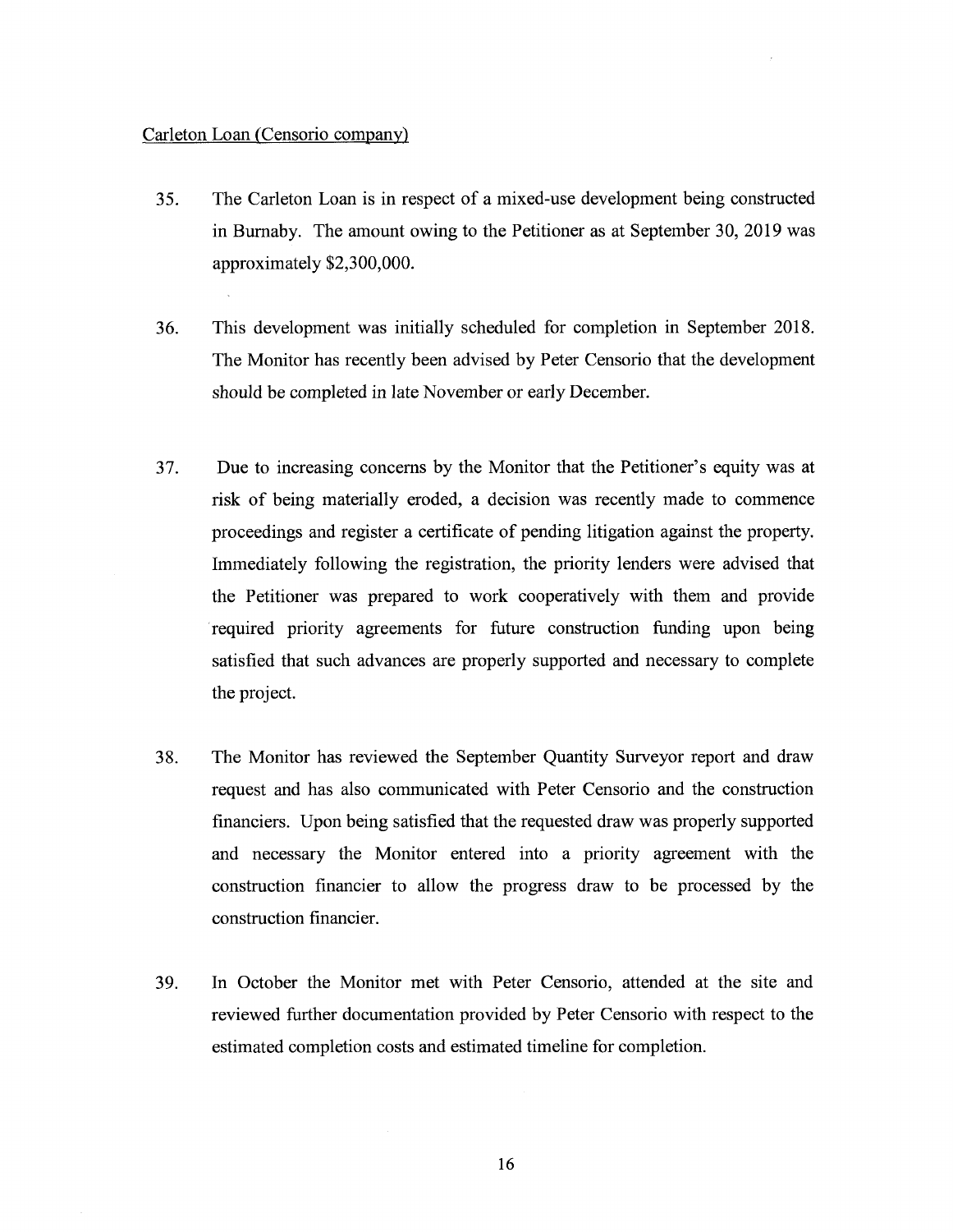<u>Carleton Loan (Censorio company)</u>

35. The Carleton Loan is in respect of a mixed-use development being constructed in Burnaby. The amount owing to the Petitioner as at September 30, 2019 was approximately $2,300,000.

36. This development was initially scheduled for completion in September 2018. The Monitor has recently been advised by Peter Censorio that the development should be completed in late November or early December.

37. Due to increasing concerns by the Monitor that the Petitioner's equity was at risk of being materially eroded, a decision was recently made to commence proceedings and register a certificate of pending litigation against the property. Immediately following the registration, the priority lenders were advised that the Petitioner was prepared to work cooperatively with them and provide required priority agreements for future construction funding upon being satisfied that such advances are properly supported and necessary to complete the project.

38. The Monitor has reviewed the September Quantity Surveyor report and draw request and has also communicated with Peter Censorio and the construction financiers. Upon being satisfied that the requested draw was properly supported and necessary the Monitor entered into a priority agreement with the construction financier to allow the progress draw to be processed by the construction financier.

39. In October the Monitor met with Peter Censorio, attended at the site and reviewed further documentation provided by Peter Censorio with respect to the estimated completion costs and estimated timeline for completion.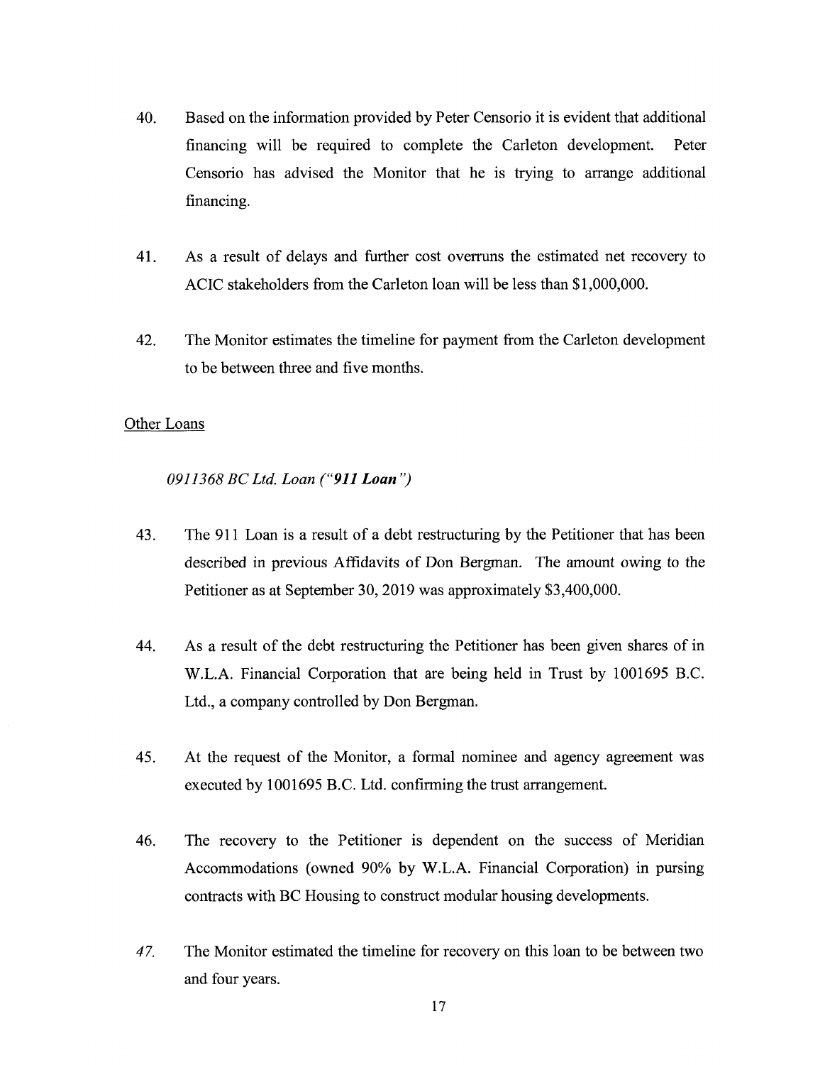40. Based on the information provided by Peter Censorio it is evident that additional financing will be required to complete the Carleton development. Peter Censorio has advised the Monitor that he is trying to arrange additional financing.

41. As a result of delays and further cost overruns the estimated net recovery to ACIC stakeholders from the Carleton loan will be less than $1,000,000.

42. The Monitor estimates the timeline for payment from the Carleton development to be between three and five months.

Other Loans

*0911368 BC Ltd. Loan ("**911 Loan**")*

43. The 911 Loan is a result of a debt restructuring by the Petitioner that has been described in previous Affidavits of Don Bergman. The amount owing to the Petitioner as at September 30, 2019 was approximately $3,400,000.

44. As a result of the debt restructuring the Petitioner has been given shares of in W.L.A. Financial Corporation that are being held in Trust by 1001695 B.C. Ltd., a company controlled by Don Bergman.

45. At the request of the Monitor, a formal nominee and agency agreement was executed by 1001695 B.C. Ltd. confirming the trust arrangement.

46. The recovery to the Petitioner is dependent on the success of Meridian Accommodations (owned 90% by W.L.A. Financial Corporation) in pursing contracts with BC Housing to construct modular housing developments.

47. The Monitor estimated the timeline for recovery on this loan to be between two and four years.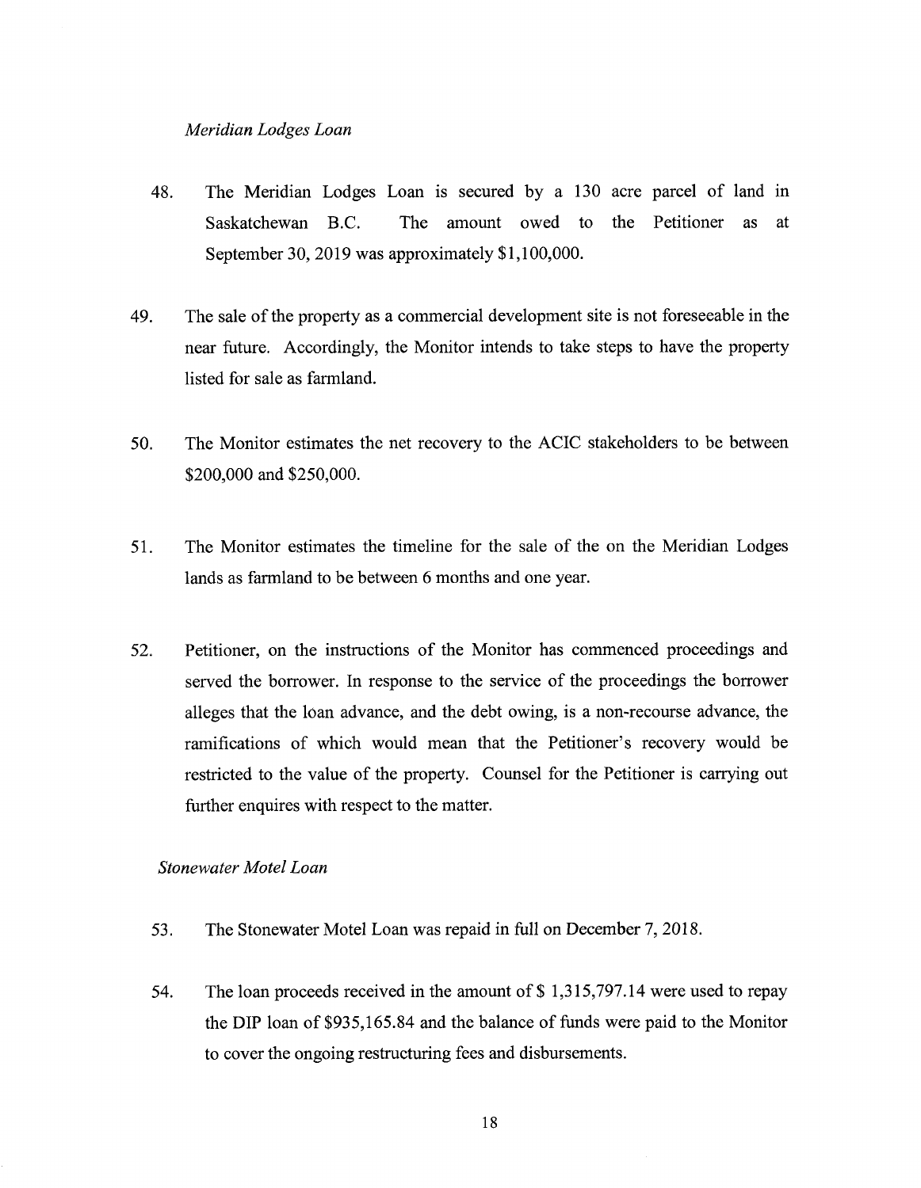*Meridian Lodges Loan*

48. The Meridian Lodges Loan is secured by a 130 acre parcel of land in Saskatchewan B.C. The amount owed to the Petitioner as at September 30, 2019 was approximately $1,100,000.

49. The sale of the property as a commercial development site is not foreseeable in the near future. Accordingly, the Monitor intends to take steps to have the property listed for sale as farmland.

50. The Monitor estimates the net recovery to the ACIC stakeholders to be between $200,000 and $250,000.

51. The Monitor estimates the timeline for the sale of the on the Meridian Lodges lands as farmland to be between 6 months and one year.

52. Petitioner, on the instructions of the Monitor has commenced proceedings and served the borrower. In response to the service of the proceedings the borrower alleges that the loan advance, and the debt owing, is a non-recourse advance, the ramifications of which would mean that the Petitioner's recovery would be restricted to the value of the property. Counsel for the Petitioner is carrying out further enquires with respect to the matter.

*Stonewater Motel Loan*

53. The Stonewater Motel Loan was repaid in full on December 7, 2018.

54. The loan proceeds received in the amount of $ 1,315,797.14 were used to repay the DIP loan of $935,165.84 and the balance of funds were paid to the Monitor to cover the ongoing restructuring fees and disbursements.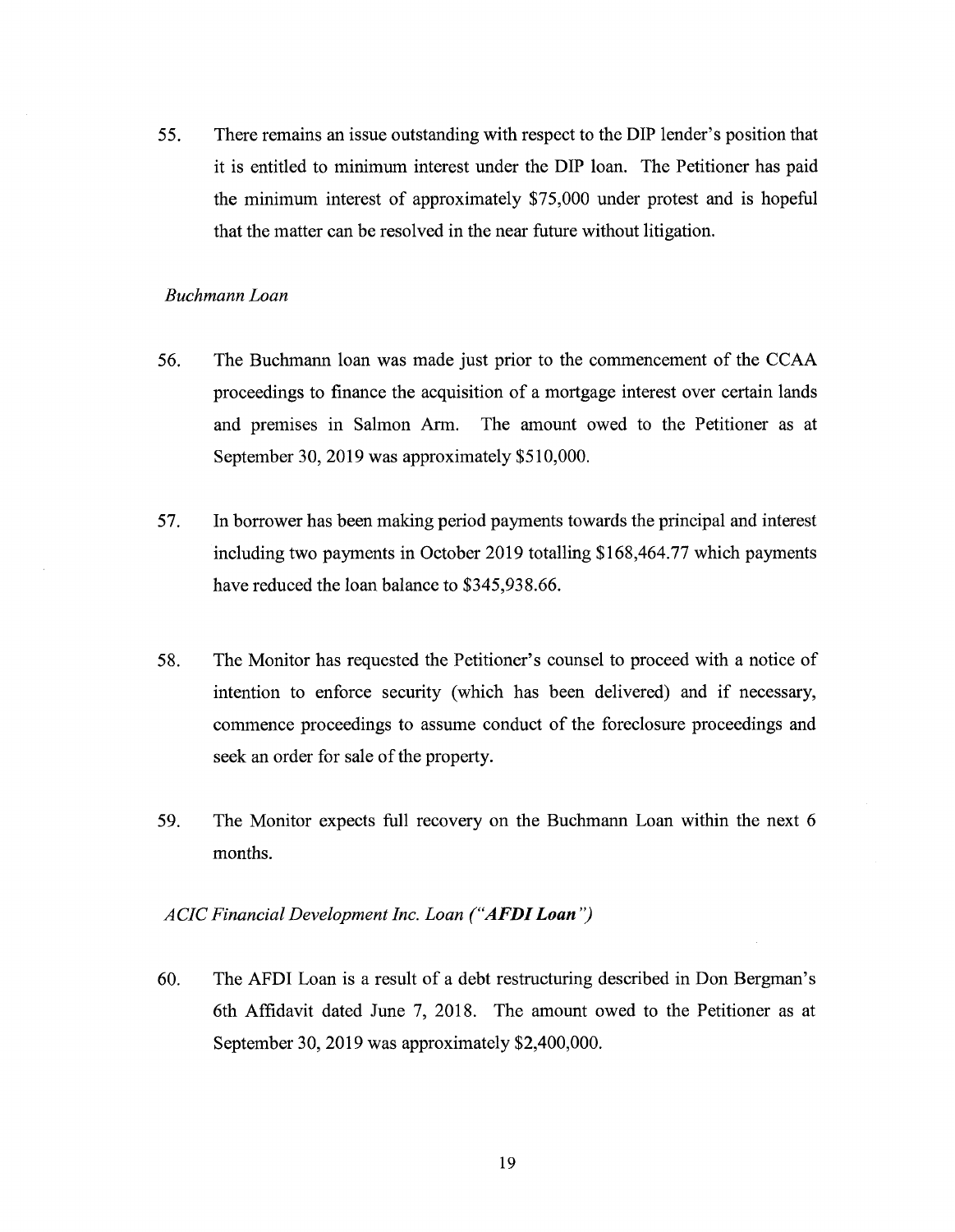55. There remains an issue outstanding with respect to the DIP lender's position that it is entitled to minimum interest under the DIP loan. The Petitioner has paid the minimum interest of approximately $75,000 under protest and is hopeful that the matter can be resolved in the near future without litigation.

*Buchmann Loan*

56. The Buchmann loan was made just prior to the commencement of the CCAA proceedings to finance the acquisition of a mortgage interest over certain lands and premises in Salmon Arm. The amount owed to the Petitioner as at September 30, 2019 was approximately $510,000.

57. In borrower has been making period payments towards the principal and interest including two payments in October 2019 totalling $168,464.77 which payments have reduced the loan balance to $345,938.66.

58. The Monitor has requested the Petitioner's counsel to proceed with a notice of intention to enforce security (which has been delivered) and if necessary, commence proceedings to assume conduct of the foreclosure proceedings and seek an order for sale of the property.

59. The Monitor expects full recovery on the Buchmann Loan within the next 6 months.

*ACIC Financial Development Inc. Loan ("**AFDI Loan**")*

60. The AFDI Loan is a result of a debt restructuring described in Don Bergman's 6th Affidavit dated June 7, 2018. The amount owed to the Petitioner as at September 30, 2019 was approximately $2,400,000.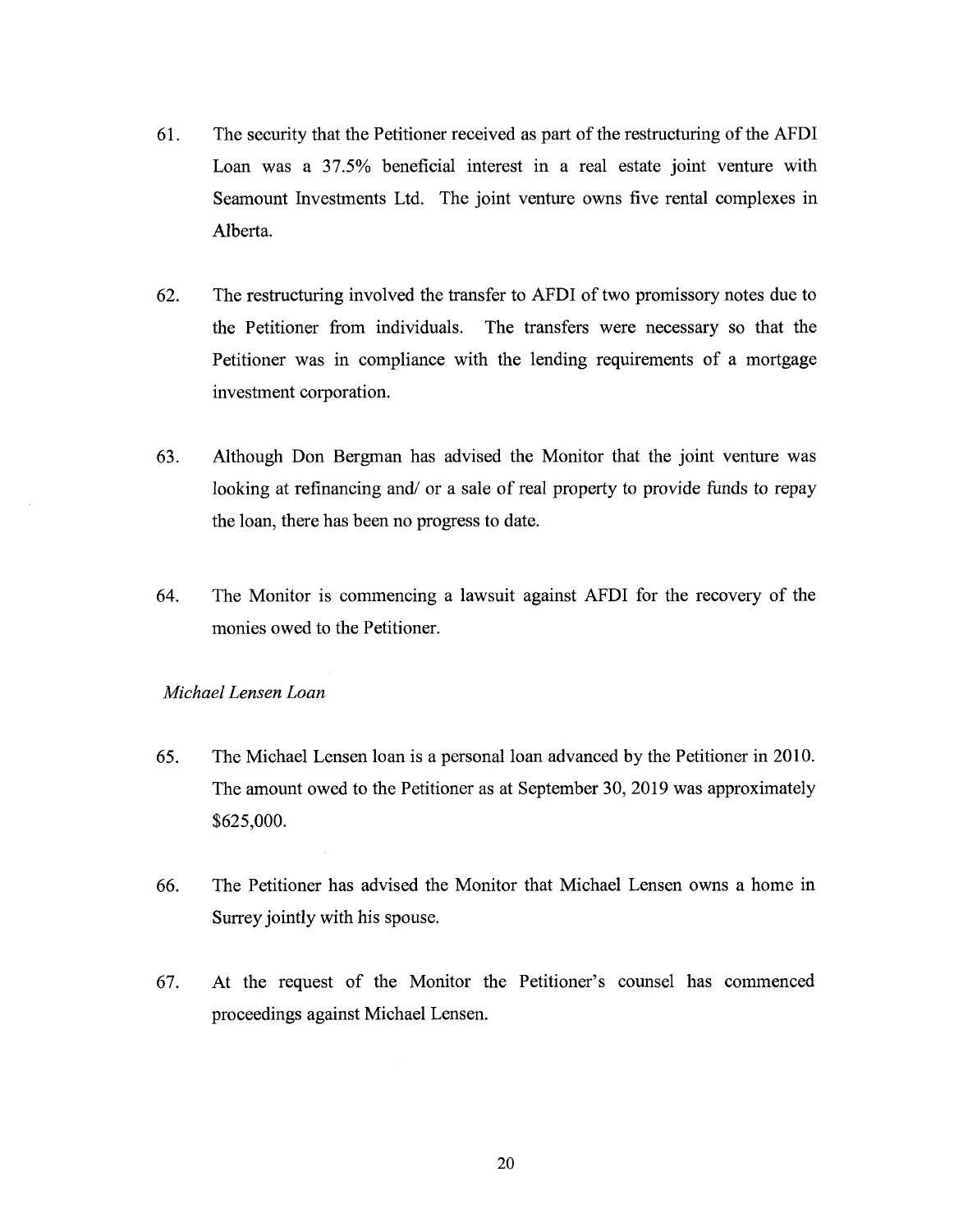61. The security that the Petitioner received as part of the restructuring of the AFDI Loan was a 37.5% beneficial interest in a real estate joint venture with Seamount Investments Ltd. The joint venture owns five rental complexes in Alberta.

62. The restructuring involved the transfer to AFDI of two promissory notes due to the Petitioner from individuals. The transfers were necessary so that the Petitioner was in compliance with the lending requirements of a mortgage investment corporation.

63. Although Don Bergman has advised the Monitor that the joint venture was looking at refinancing and/ or a sale of real property to provide funds to repay the loan, there has been no progress to date.

64. The Monitor is commencing a lawsuit against AFDI for the recovery of the monies owed to the Petitioner.

*Michael Lensen Loan*

65. The Michael Lensen loan is a personal loan advanced by the Petitioner in 2010. The amount owed to the Petitioner as at September 30, 2019 was approximately $625,000.

66. The Petitioner has advised the Monitor that Michael Lensen owns a home in Surrey jointly with his spouse.

67. At the request of the Monitor the Petitioner's counsel has commenced proceedings against Michael Lensen.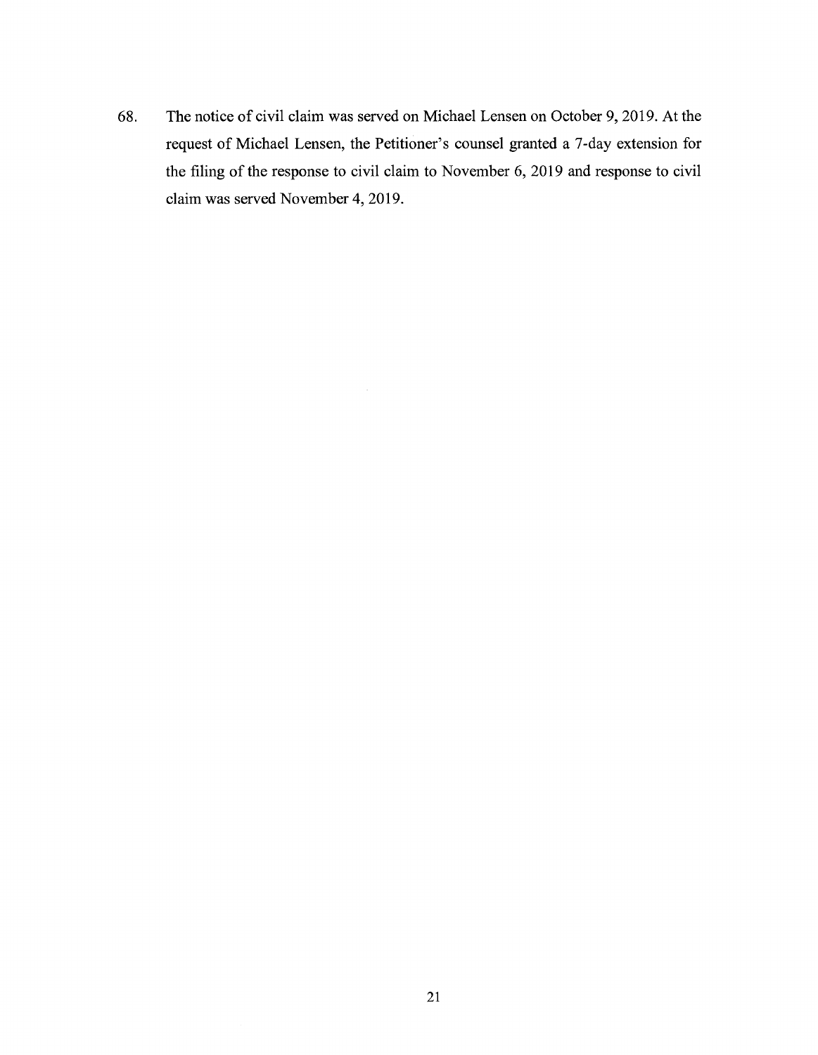68. The notice of civil claim was served on Michael Lensen on October 9, 2019. At the request of Michael Lensen, the Petitioner's counsel granted a 7-day extension for the filing of the response to civil claim to November 6, 2019 and response to civil claim was served November 4, 2019.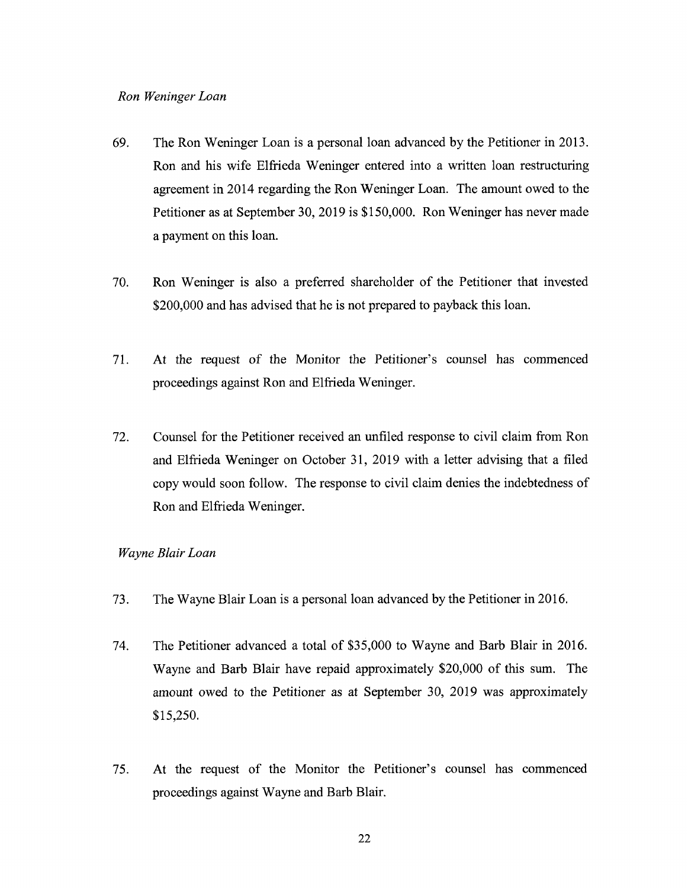*Ron Weninger Loan*

69. The Ron Weninger Loan is a personal loan advanced by the Petitioner in 2013. Ron and his wife Elfrieda Weninger entered into a written loan restructuring agreement in 2014 regarding the Ron Weninger Loan. The amount owed to the Petitioner as at September 30, 2019 is $150,000. Ron Weninger has never made a payment on this loan.

70. Ron Weninger is also a preferred shareholder of the Petitioner that invested $200,000 and has advised that he is not prepared to payback this loan.

71. At the request of the Monitor the Petitioner's counsel has commenced proceedings against Ron and Elfrieda Weninger.

72. Counsel for the Petitioner received an unfiled response to civil claim from Ron and Elfrieda Weninger on October 31, 2019 with a letter advising that a filed copy would soon follow. The response to civil claim denies the indebtedness of Ron and Elfrieda Weninger.

*Wayne Blair Loan*

73. The Wayne Blair Loan is a personal loan advanced by the Petitioner in 2016.

74. The Petitioner advanced a total of $35,000 to Wayne and Barb Blair in 2016. Wayne and Barb Blair have repaid approximately $20,000 of this sum. The amount owed to the Petitioner as at September 30, 2019 was approximately $15,250.

75. At the request of the Monitor the Petitioner's counsel has commenced proceedings against Wayne and Barb Blair.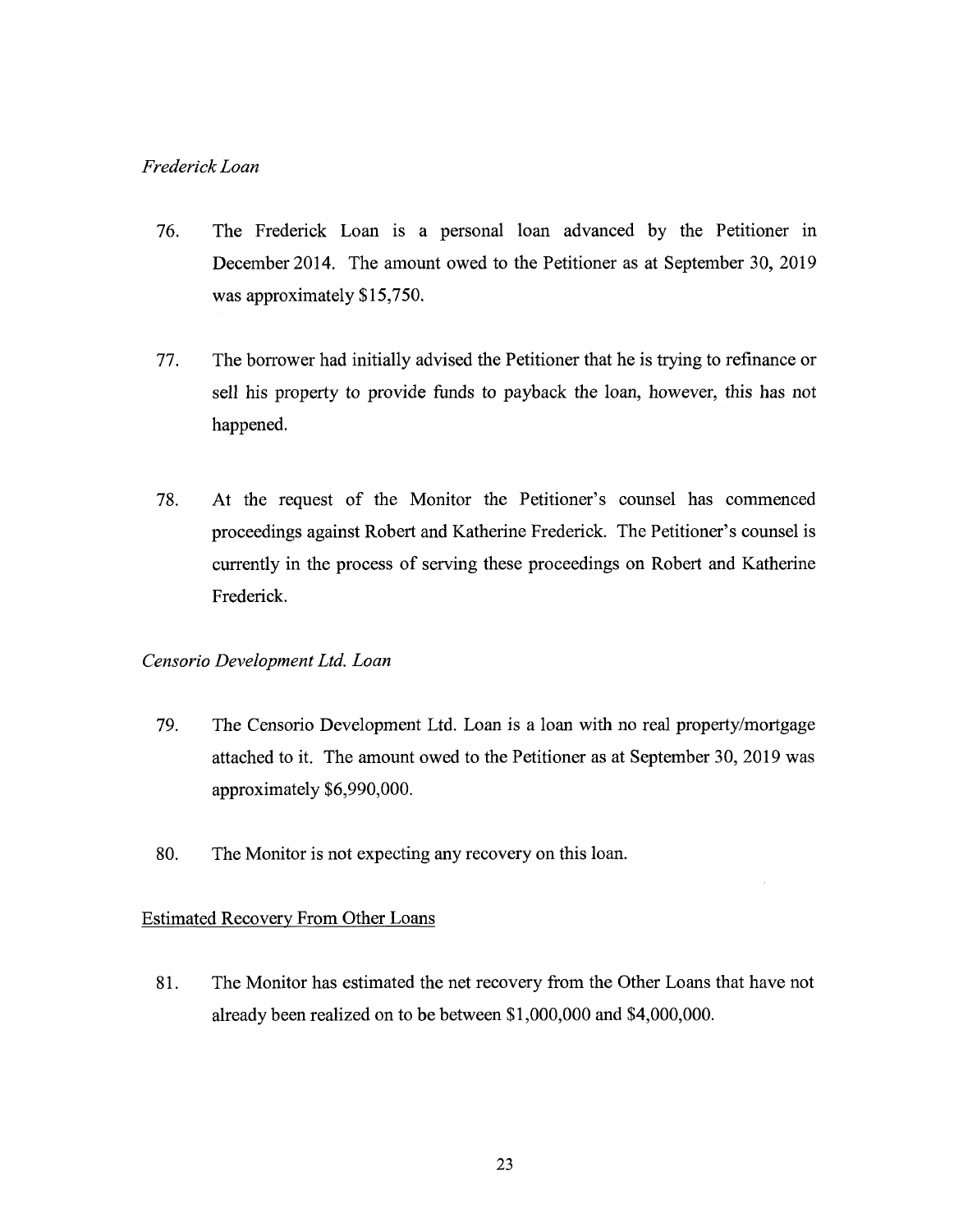*Frederick Loan*

76. The Frederick Loan is a personal loan advanced by the Petitioner in December 2014. The amount owed to the Petitioner as at September 30, 2019 was approximately $15,750.

77. The borrower had initially advised the Petitioner that he is trying to refinance or sell his property to provide funds to payback the loan, however, this has not happened.

78. At the request of the Monitor the Petitioner's counsel has commenced proceedings against Robert and Katherine Frederick. The Petitioner's counsel is currently in the process of serving these proceedings on Robert and Katherine Frederick.

*Censorio Development Ltd. Loan*

79. The Censorio Development Ltd. Loan is a loan with no real property/mortgage attached to it. The amount owed to the Petitioner as at September 30, 2019 was approximately $6,990,000.

80. The Monitor is not expecting any recovery on this loan.

<u>Estimated Recovery From Other Loans</u>

81. The Monitor has estimated the net recovery from the Other Loans that have not already been realized on to be between $1,000,000 and $4,000,000.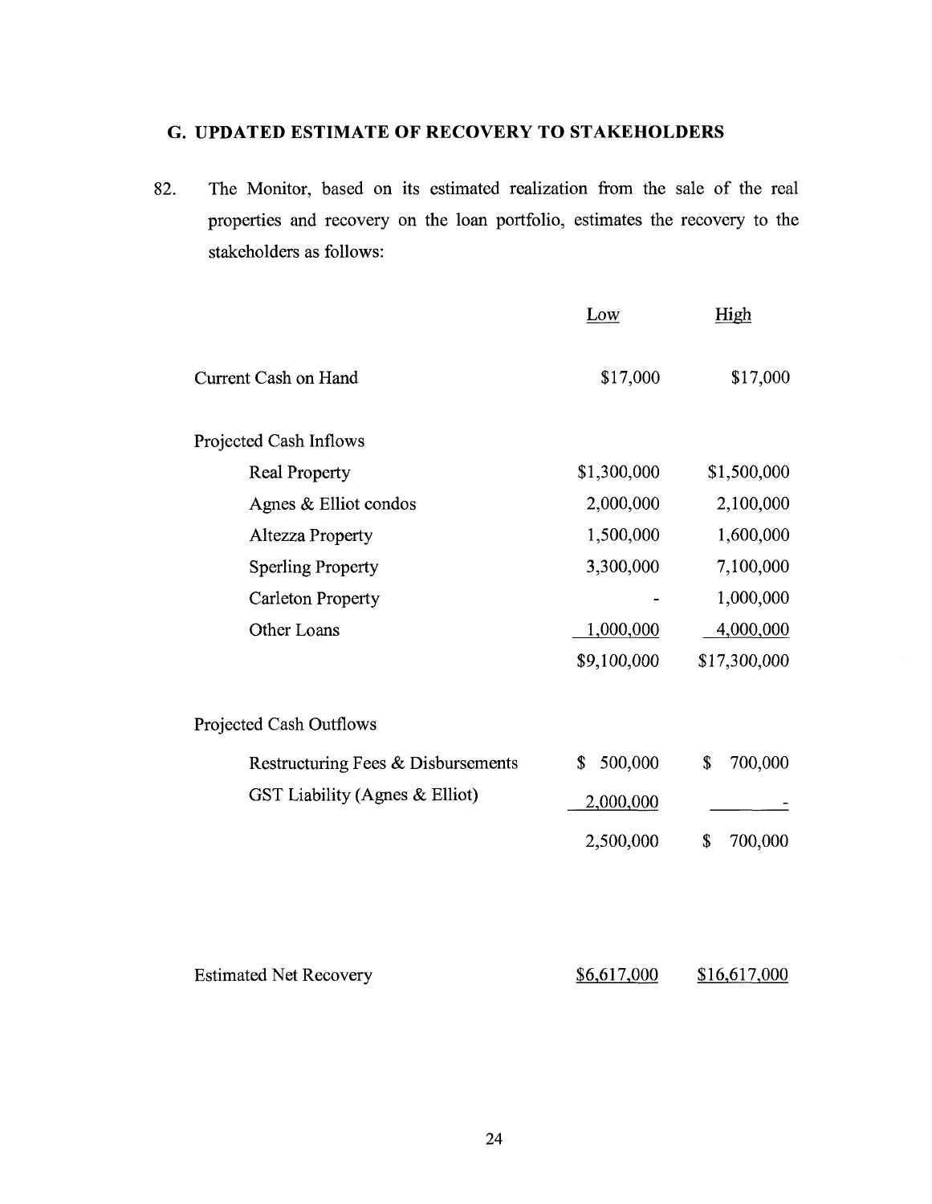## G. UPDATED ESTIMATE OF RECOVERY TO STAKEHOLDERS

82. The Monitor, based on its estimated realization from the sale of the real properties and recovery on the loan portfolio, estimates the recovery to the stakeholders as follows:

| | Low | High |
|---|---|---|
| Current Cash on Hand | $17,000 | $17,000 |
| Projected Cash Inflows | | |
| Real Property | $1,300,000 | $1,500,000 |
| Agnes & Elliot condos | 2,000,000 | 2,100,000 |
| Altezza Property | 1,500,000 | 1,600,000 |
| Sperling Property | 3,300,000 | 7,100,000 |
| Carleton Property | - | 1,000,000 |
| Other Loans | 1,000,000 | 4,000,000 |
| | $9,100,000 | $17,300,000 |
| Projected Cash Outflows | | |
| Restructuring Fees & Disbursements | $ 500,000 | $ 700,000 |
| GST Liability (Agnes & Elliot) | 2,000,000 | - |
| | 2,500,000 | $ 700,000 |
| Estimated Net Recovery | $6,617,000 | $16,617,000 |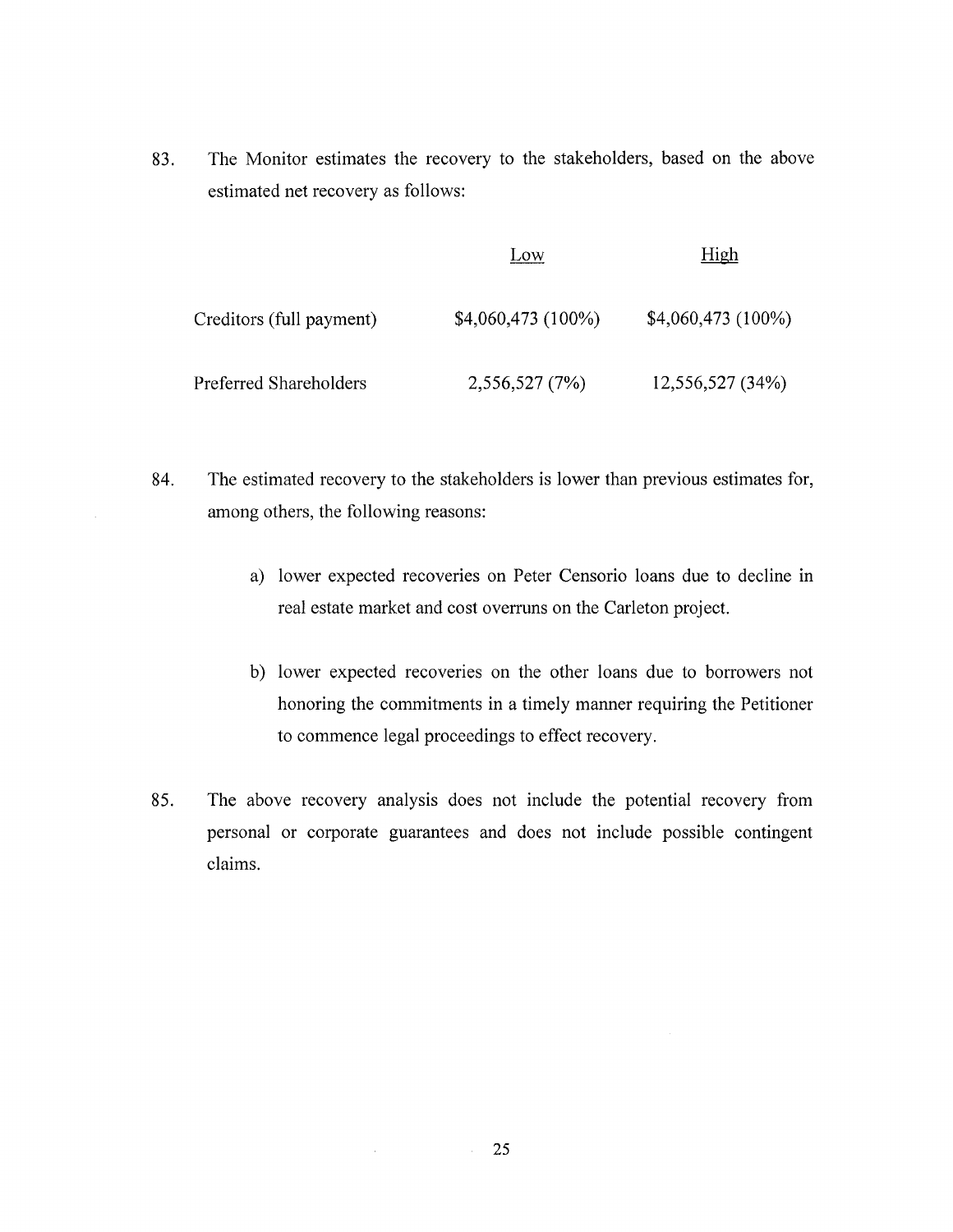83. The Monitor estimates the recovery to the stakeholders, based on the above estimated net recovery as follows:

| | Low | High |
|---|---|---|
| Creditors (full payment) | $4,060,473 (100%) | $4,060,473 (100%) |
| Preferred Shareholders | 2,556,527 (7%) | 12,556,527 (34%) |

84. The estimated recovery to the stakeholders is lower than previous estimates for, among others, the following reasons:

    a) lower expected recoveries on Peter Censorio loans due to decline in real estate market and cost overruns on the Carleton project.

    b) lower expected recoveries on the other loans due to borrowers not honoring the commitments in a timely manner requiring the Petitioner to commence legal proceedings to effect recovery.

85. The above recovery analysis does not include the potential recovery from personal or corporate guarantees and does not include possible contingent claims.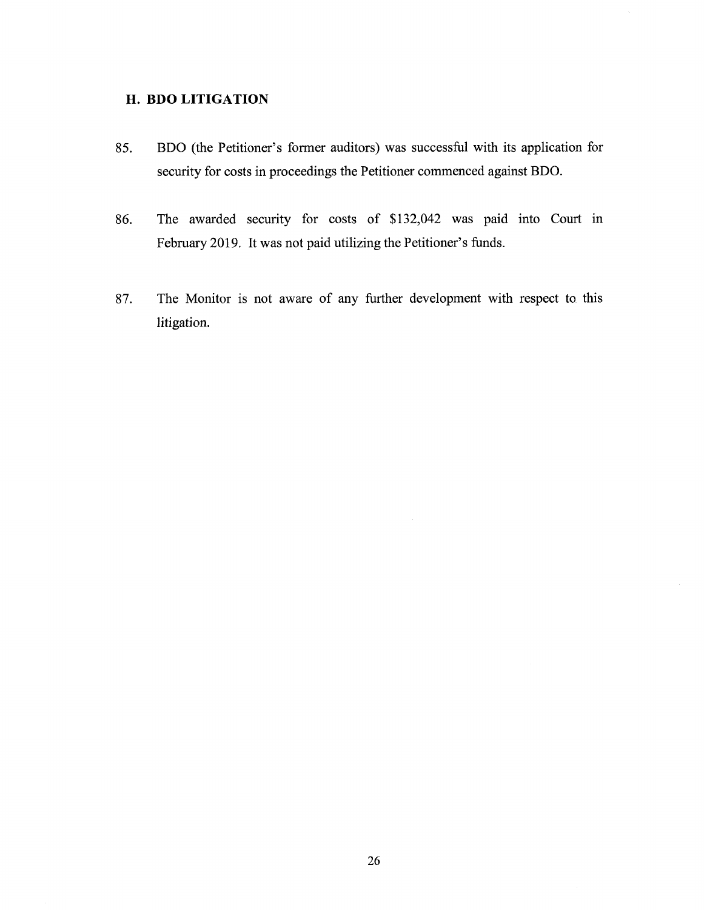## H. BDO LITIGATION

85. BDO (the Petitioner's former auditors) was successful with its application for security for costs in proceedings the Petitioner commenced against BDO.

86. The awarded security for costs of $132,042 was paid into Court in February 2019. It was not paid utilizing the Petitioner's funds.

87. The Monitor is not aware of any further development with respect to this litigation.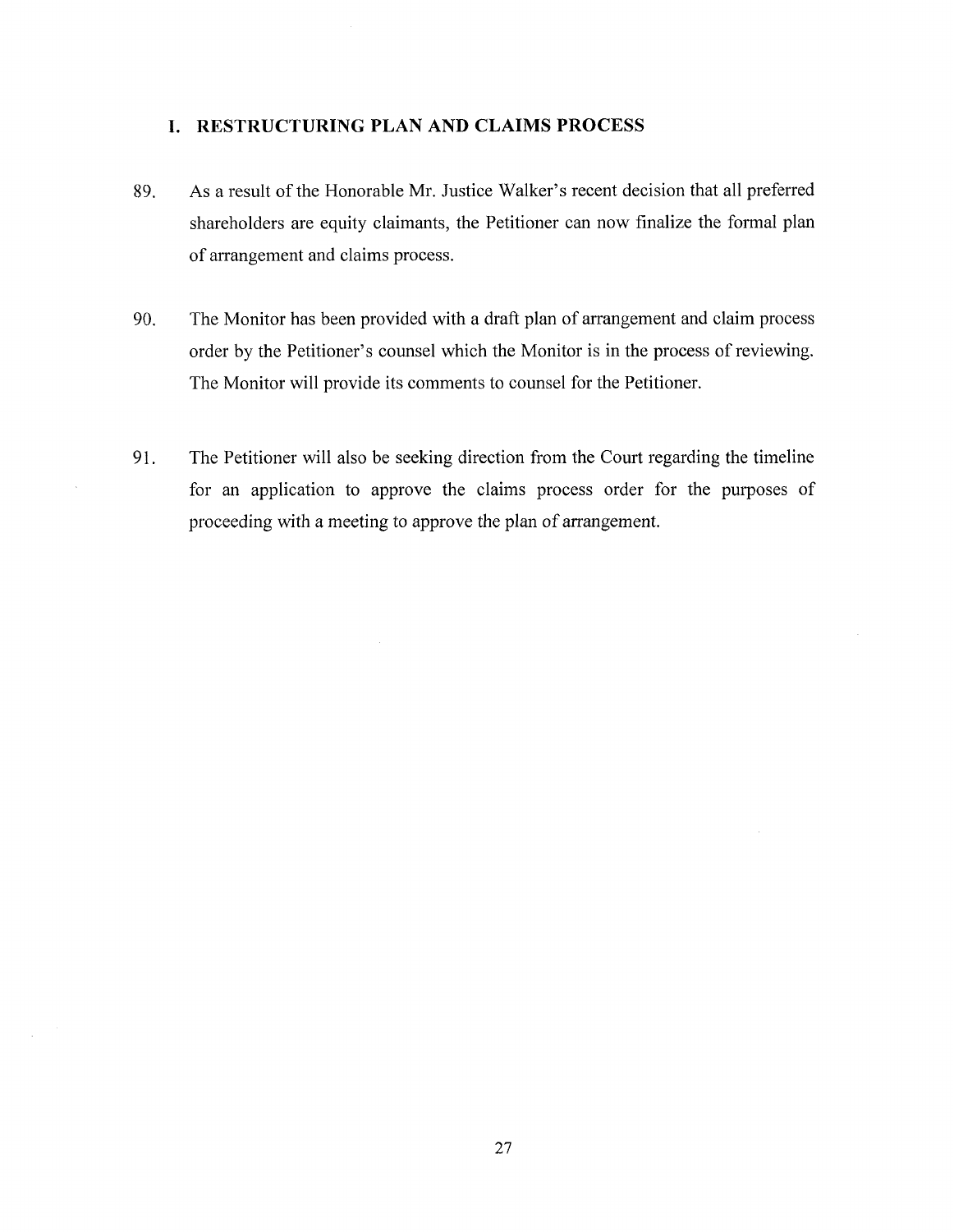## I. RESTRUCTURING PLAN AND CLAIMS PROCESS

89. As a result of the Honorable Mr. Justice Walker's recent decision that all preferred shareholders are equity claimants, the Petitioner can now finalize the formal plan of arrangement and claims process.

90. The Monitor has been provided with a draft plan of arrangement and claim process order by the Petitioner's counsel which the Monitor is in the process of reviewing. The Monitor will provide its comments to counsel for the Petitioner.

91. The Petitioner will also be seeking direction from the Court regarding the timeline for an application to approve the claims process order for the purposes of proceeding with a meeting to approve the plan of arrangement.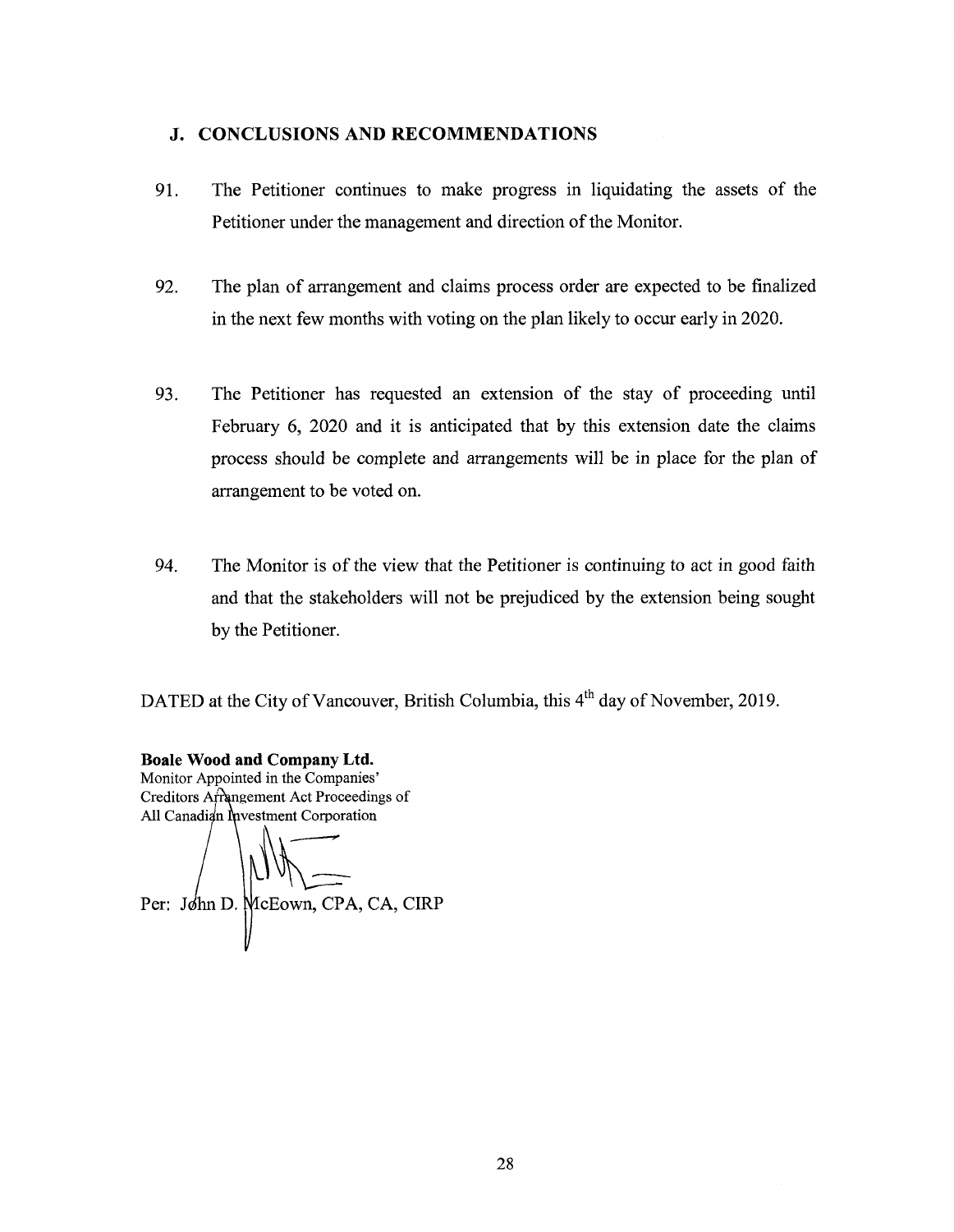## J. CONCLUSIONS AND RECOMMENDATIONS

91. The Petitioner continues to make progress in liquidating the assets of the Petitioner under the management and direction of the Monitor.

92. The plan of arrangement and claims process order are expected to be finalized in the next few months with voting on the plan likely to occur early in 2020.

93. The Petitioner has requested an extension of the stay of proceeding until February 6, 2020 and it is anticipated that by this extension date the claims process should be complete and arrangements will be in place for the plan of arrangement to be voted on.

94. The Monitor is of the view that the Petitioner is continuing to act in good faith and that the stakeholders will not be prejudiced by the extension being sought by the Petitioner.

DATED at the City of Vancouver, British Columbia, this 4th day of November, 2019.

**Boale Wood and Company Ltd.**
Monitor Appointed in the Companies' Creditors Arrangement Act Proceedings of All Canadian Investment Corporation

Per: John D. McEown, CPA, CA, CIRP